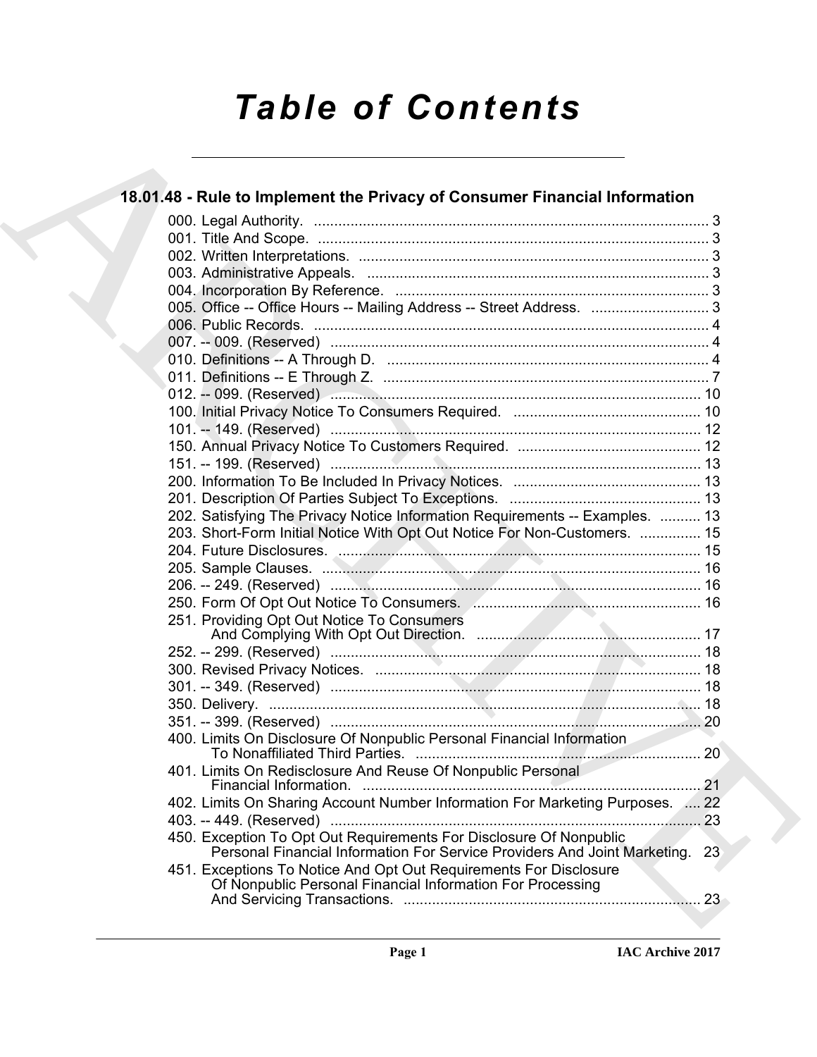# Table of Contents

## 18.01.48 - Rule to Implement the Privacy of Consumer Financial Information

000. Legal Authority. ..... 3
001. Title And Scope. ..... 3
002. Written Interpretations. ..... 3
003. Administrative Appeals. ..... 3
004. Incorporation By Reference. ..... 3
005. Office -- Office Hours -- Mailing Address -- Street Address. ..... 3
006. Public Records. ..... 4
007. -- 009. (Reserved) ..... 4
010. Definitions -- A Through D. ..... 4
011. Definitions -- E Through Z. ..... 7
012. -- 099. (Reserved) ..... 10
100. Initial Privacy Notice To Consumers Required. ..... 10
101. -- 149. (Reserved) ..... 12
150. Annual Privacy Notice To Customers Required. ..... 12
151. -- 199. (Reserved) ..... 13
200. Information To Be Included In Privacy Notices. ..... 13
201. Description Of Parties Subject To Exceptions. ..... 13
202. Satisfying The Privacy Notice Information Requirements -- Examples. ..... 13
203. Short-Form Initial Notice With Opt Out Notice For Non-Customers. ..... 15
204. Future Disclosures. ..... 15
205. Sample Clauses. ..... 16
206. -- 249. (Reserved) ..... 16
250. Form Of Opt Out Notice To Consumers. ..... 16
251. Providing Opt Out Notice To Consumers And Complying With Opt Out Direction. ..... 17
252. -- 299. (Reserved) ..... 18
300. Revised Privacy Notices. ..... 18
301. -- 349. (Reserved) ..... 18
350. Delivery. ..... 18
351. -- 399. (Reserved) ..... 20
400. Limits On Disclosure Of Nonpublic Personal Financial Information To Nonaffiliated Third Parties. ..... 20
401. Limits On Redisclosure And Reuse Of Nonpublic Personal Financial Information. ..... 21
402. Limits On Sharing Account Number Information For Marketing Purposes. ..... 22
403. -- 449. (Reserved) ..... 23
450. Exception To Opt Out Requirements For Disclosure Of Nonpublic Personal Financial Information For Service Providers And Joint Marketing. ..... 23
451. Exceptions To Notice And Opt Out Requirements For Disclosure Of Nonpublic Personal Financial Information For Processing And Servicing Transactions. ..... 23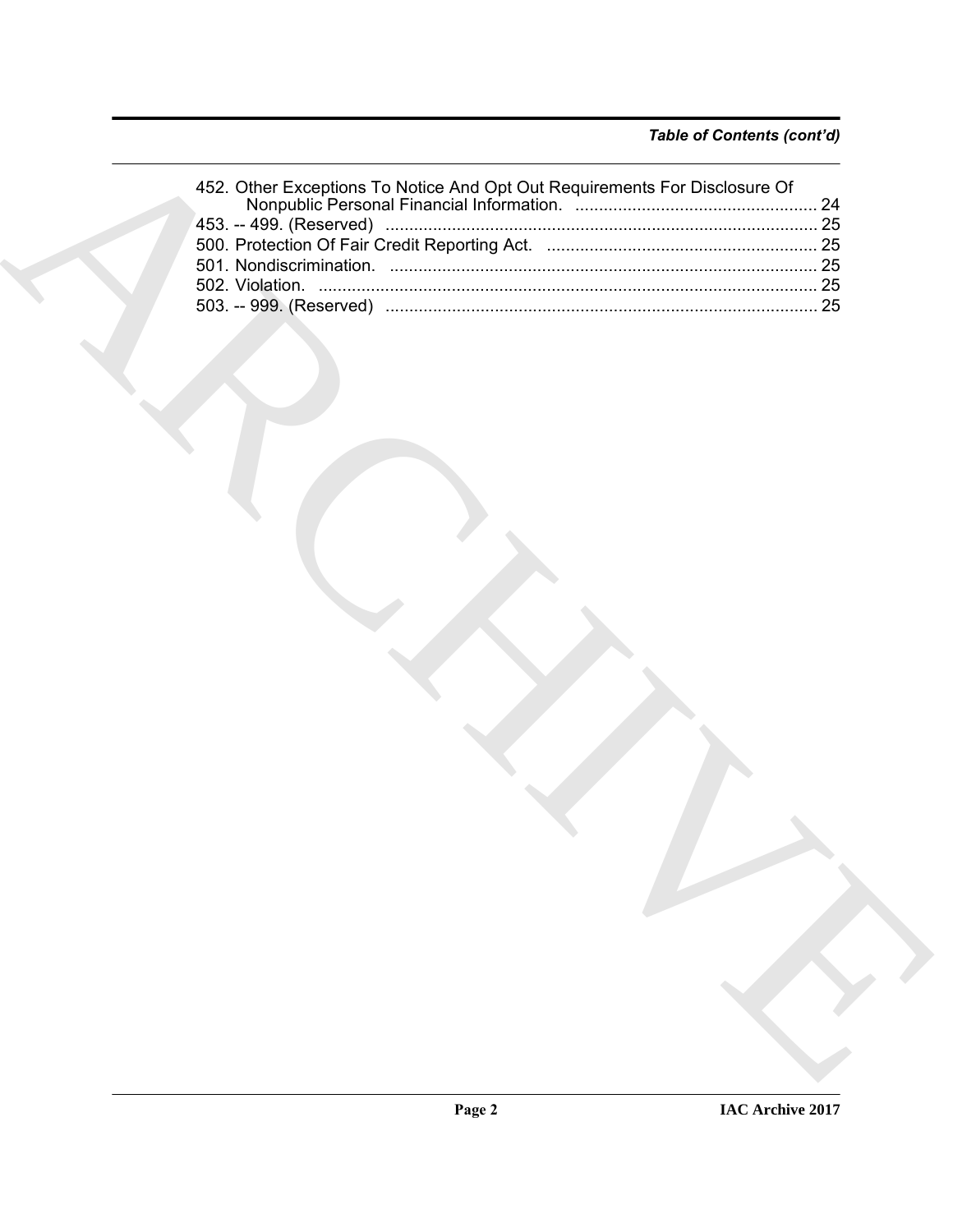*Table of Contents (cont'd)*

452. Other Exceptions To Notice And Opt Out Requirements For Disclosure Of Nonpublic Personal Financial Information. ................................................... 24
453. -- 499. (Reserved) ........................................................................................... 25
500. Protection Of Fair Credit Reporting Act. ......................................................... 25
501. Nondiscrimination. ........................................................................................... 25
502. Violation. ......................................................................................................... 25
503. -- 999. (Reserved) ........................................................................................... 25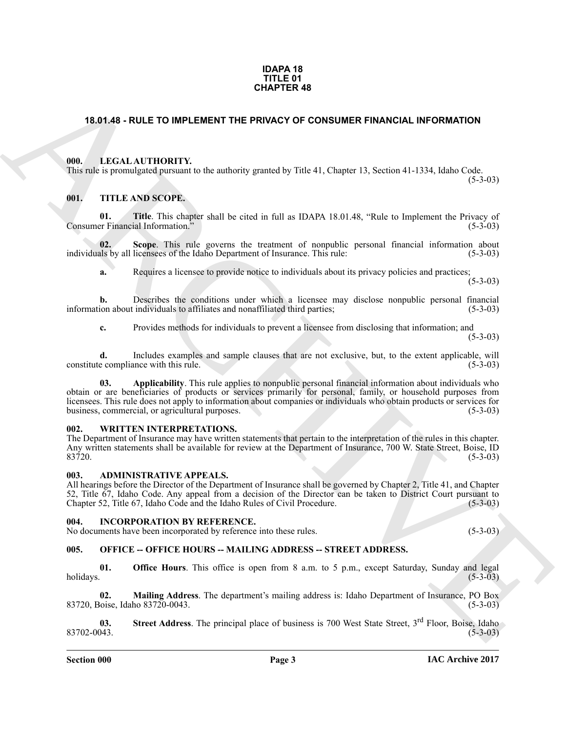**IDAPA 18**
**TITLE 01**
**CHAPTER 48**

## 18.01.48 - RULE TO IMPLEMENT THE PRIVACY OF CONSUMER FINANCIAL INFORMATION

### 000. LEGAL AUTHORITY.

This rule is promulgated pursuant to the authority granted by Title 41, Chapter 13, Section 41-1334, Idaho Code. (5-3-03)

### 001. TITLE AND SCOPE.

**01. Title**. This chapter shall be cited in full as IDAPA 18.01.48, "Rule to Implement the Privacy of Consumer Financial Information." (5-3-03)

**02. Scope**. This rule governs the treatment of nonpublic personal financial information about individuals by all licensees of the Idaho Department of Insurance. This rule: (5-3-03)

**a.** Requires a licensee to provide notice to individuals about its privacy policies and practices; (5-3-03)

**b.** Describes the conditions under which a licensee may disclose nonpublic personal financial information about individuals to affiliates and nonaffiliated third parties; (5-3-03)

**c.** Provides methods for individuals to prevent a licensee from disclosing that information; and (5-3-03)

**d.** Includes examples and sample clauses that are not exclusive, but, to the extent applicable, will constitute compliance with this rule. (5-3-03)

**03. Applicability**. This rule applies to nonpublic personal financial information about individuals who obtain or are beneficiaries of products or services primarily for personal, family, or household purposes from licensees. This rule does not apply to information about companies or individuals who obtain products or services for business, commercial, or agricultural purposes. (5-3-03)

### 002. WRITTEN INTERPRETATIONS.

The Department of Insurance may have written statements that pertain to the interpretation of the rules in this chapter. Any written statements shall be available for review at the Department of Insurance, 700 W. State Street, Boise, ID 83720. (5-3-03)

### 003. ADMINISTRATIVE APPEALS.

All hearings before the Director of the Department of Insurance shall be governed by Chapter 2, Title 41, and Chapter 52, Title 67, Idaho Code. Any appeal from a decision of the Director can be taken to District Court pursuant to Chapter 52, Title 67, Idaho Code and the Idaho Rules of Civil Procedure. (5-3-03)

### 004. INCORPORATION BY REFERENCE.

No documents have been incorporated by reference into these rules. (5-3-03)

### 005. OFFICE -- OFFICE HOURS -- MAILING ADDRESS -- STREET ADDRESS.

**01. Office Hours**. This office is open from 8 a.m. to 5 p.m., except Saturday, Sunday and legal holidays. (5-3-03)

**02. Mailing Address**. The department's mailing address is: Idaho Department of Insurance, PO Box 83720, Boise, Idaho 83720-0043. (5-3-03)

**03. Street Address**. The principal place of business is 700 West State Street, 3rd Floor, Boise, Idaho 83702-0043. (5-3-03)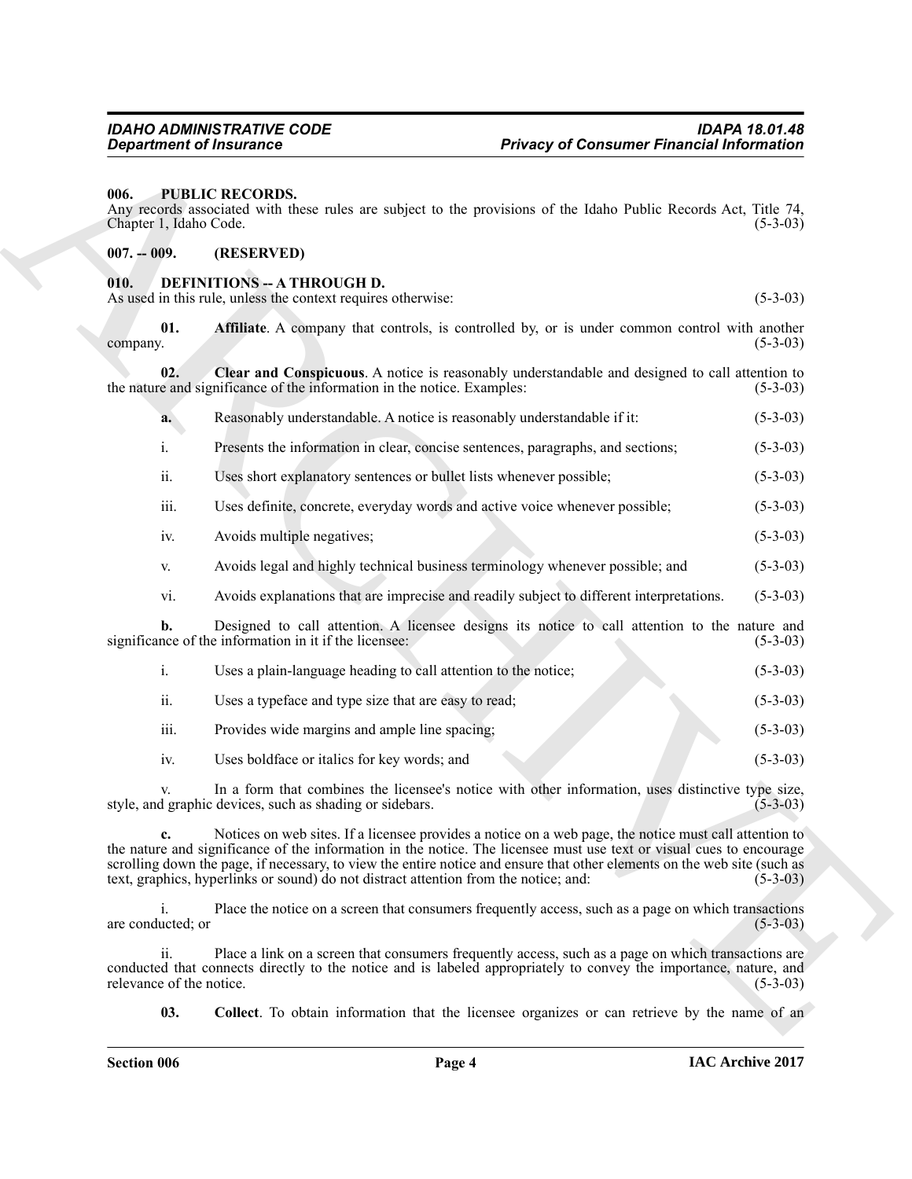### 006. PUBLIC RECORDS.

Any records associated with these rules are subject to the provisions of the Idaho Public Records Act, Title 74, Chapter 1, Idaho Code. (5-3-03)

### 007. -- 009. (RESERVED)

### 010. DEFINITIONS -- A THROUGH D.

As used in this rule, unless the context requires otherwise: (5-3-03)

**01. Affiliate**. A company that controls, is controlled by, or is under common control with another company. (5-3-03)

**02. Clear and Conspicuous**. A notice is reasonably understandable and designed to call attention to the nature and significance of the information in the notice. Examples: (5-3-03)

**a.** Reasonably understandable. A notice is reasonably understandable if it: (5-3-03)

i. Presents the information in clear, concise sentences, paragraphs, and sections; (5-3-03)

ii. Uses short explanatory sentences or bullet lists whenever possible; (5-3-03)

iii. Uses definite, concrete, everyday words and active voice whenever possible; (5-3-03)

iv. Avoids multiple negatives; (5-3-03)

v. Avoids legal and highly technical business terminology whenever possible; and (5-3-03)

vi. Avoids explanations that are imprecise and readily subject to different interpretations. (5-3-03)

**b.** Designed to call attention. A licensee designs its notice to call attention to the nature and significance of the information in it if the licensee: (5-3-03)

i. Uses a plain-language heading to call attention to the notice; (5-3-03)

ii. Uses a typeface and type size that are easy to read; (5-3-03)

iii. Provides wide margins and ample line spacing; (5-3-03)

iv. Uses boldface or italics for key words; and (5-3-03)

v. In a form that combines the licensee's notice with other information, uses distinctive type size, style, and graphic devices, such as shading or sidebars. (5-3-03)

**c.** Notices on web sites. If a licensee provides a notice on a web page, the notice must call attention to the nature and significance of the information in the notice. The licensee must use text or visual cues to encourage scrolling down the page, if necessary, to view the entire notice and ensure that other elements on the web site (such as text, graphics, hyperlinks or sound) do not distract attention from the notice; and: (5-3-03)

i. Place the notice on a screen that consumers frequently access, such as a page on which transactions are conducted; or (5-3-03)

ii. Place a link on a screen that consumers frequently access, such as a page on which transactions are conducted that connects directly to the notice and is labeled appropriately to convey the importance, nature, and relevance of the notice. (5-3-03)

**03. Collect**. To obtain information that the licensee organizes or can retrieve by the name of an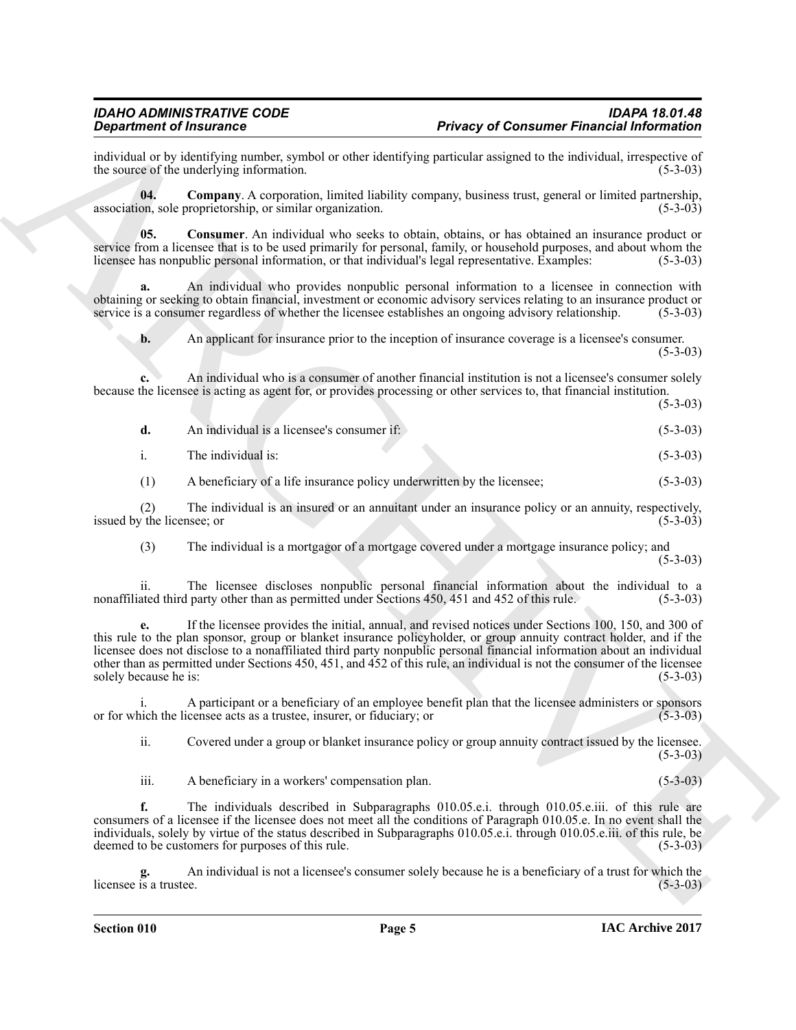individual or by identifying number, symbol or other identifying particular assigned to the individual, irrespective of the source of the underlying information. (5-3-03)

**04. Company**. A corporation, limited liability company, business trust, general or limited partnership, association, sole proprietorship, or similar organization. (5-3-03)

**05. Consumer**. An individual who seeks to obtain, obtains, or has obtained an insurance product or service from a licensee that is to be used primarily for personal, family, or household purposes, and about whom the licensee has nonpublic personal information, or that individual's legal representative. Examples: (5-3-03)

**a.** An individual who provides nonpublic personal information to a licensee in connection with obtaining or seeking to obtain financial, investment or economic advisory services relating to an insurance product or service is a consumer regardless of whether the licensee establishes an ongoing advisory relationship. (5-3-03)

**b.** An applicant for insurance prior to the inception of insurance coverage is a licensee's consumer. (5-3-03)

**c.** An individual who is a consumer of another financial institution is not a licensee's consumer solely because the licensee is acting as agent for, or provides processing or other services to, that financial institution. (5-3-03)

**d.** An individual is a licensee's consumer if: (5-3-03)

i. The individual is: (5-3-03)

(1) A beneficiary of a life insurance policy underwritten by the licensee; (5-3-03)

(2) The individual is an insured or an annuitant under an insurance policy or an annuity, respectively, issued by the licensee; or (5-3-03)

(3) The individual is a mortgagor of a mortgage covered under a mortgage insurance policy; and (5-3-03)

ii. The licensee discloses nonpublic personal financial information about the individual to a nonaffiliated third party other than as permitted under Sections 450, 451 and 452 of this rule. (5-3-03)

**e.** If the licensee provides the initial, annual, and revised notices under Sections 100, 150, and 300 of this rule to the plan sponsor, group or blanket insurance policyholder, or group annuity contract holder, and if the licensee does not disclose to a nonaffiliated third party nonpublic personal financial information about an individual other than as permitted under Sections 450, 451, and 452 of this rule, an individual is not the consumer of the licensee solely because he is: (5-3-03)

i. A participant or a beneficiary of an employee benefit plan that the licensee administers or sponsors or for which the licensee acts as a trustee, insurer, or fiduciary; or (5-3-03)

ii. Covered under a group or blanket insurance policy or group annuity contract issued by the licensee. (5-3-03)

iii. A beneficiary in a workers' compensation plan. (5-3-03)

**f.** The individuals described in Subparagraphs 010.05.e.i. through 010.05.e.iii. of this rule are consumers of a licensee if the licensee does not meet all the conditions of Paragraph 010.05.e. In no event shall the individuals, solely by virtue of the status described in Subparagraphs 010.05.e.i. through 010.05.e.iii. of this rule, be deemed to be customers for purposes of this rule. (5-3-03)

**g.** An individual is not a licensee's consumer solely because he is a beneficiary of a trust for which the licensee is a trustee. (5-3-03)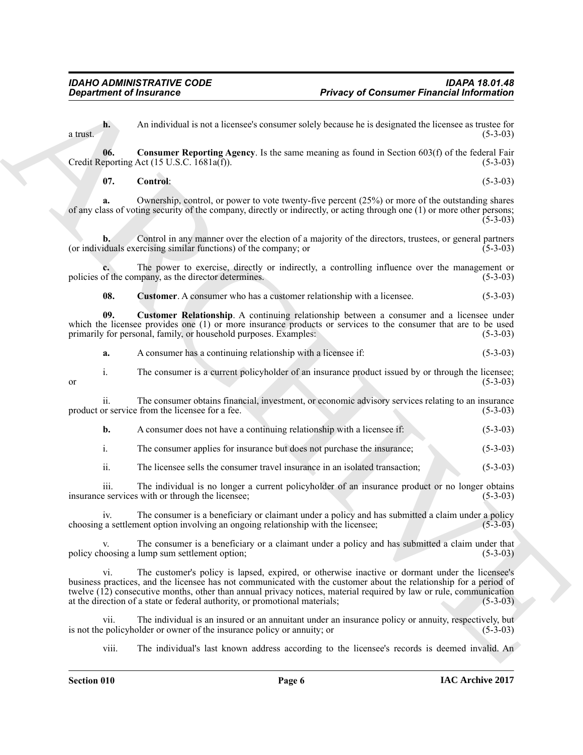**h.** An individual is not a licensee's consumer solely because he is designated the licensee as trustee for a trust. (5-3-03)

**06. Consumer Reporting Agency**. Is the same meaning as found in Section 603(f) of the federal Fair Credit Reporting Act (15 U.S.C. 1681a(f)). (5-3-03)

**07. Control**: (5-3-03)

**a.** Ownership, control, or power to vote twenty-five percent (25%) or more of the outstanding shares of any class of voting security of the company, directly or indirectly, or acting through one (1) or more other persons; (5-3-03)

**b.** Control in any manner over the election of a majority of the directors, trustees, or general partners (or individuals exercising similar functions) of the company; or (5-3-03)

**c.** The power to exercise, directly or indirectly, a controlling influence over the management or policies of the company, as the director determines. (5-3-03)

**08. Customer**. A consumer who has a customer relationship with a licensee. (5-3-03)

**09. Customer Relationship**. A continuing relationship between a consumer and a licensee under which the licensee provides one (1) or more insurance products or services to the consumer that are to be used primarily for personal, family, or household purposes. Examples: (5-3-03)

**a.** A consumer has a continuing relationship with a licensee if: (5-3-03)

i. The consumer is a current policyholder of an insurance product issued by or through the licensee; or (5-3-03)

ii. The consumer obtains financial, investment, or economic advisory services relating to an insurance product or service from the licensee for a fee. (5-3-03)

**b.** A consumer does not have a continuing relationship with a licensee if: (5-3-03)

i. The consumer applies for insurance but does not purchase the insurance; (5-3-03)

ii. The licensee sells the consumer travel insurance in an isolated transaction; (5-3-03)

iii. The individual is no longer a current policyholder of an insurance product or no longer obtains insurance services with or through the licensee; (5-3-03)

iv. The consumer is a beneficiary or claimant under a policy and has submitted a claim under a policy choosing a settlement option involving an ongoing relationship with the licensee; (5-3-03)

v. The consumer is a beneficiary or a claimant under a policy and has submitted a claim under that policy choosing a lump sum settlement option; (5-3-03)

vi. The customer's policy is lapsed, expired, or otherwise inactive or dormant under the licensee's business practices, and the licensee has not communicated with the customer about the relationship for a period of twelve (12) consecutive months, other than annual privacy notices, material required by law or rule, communication at the direction of a state or federal authority, or promotional materials; (5-3-03)

vii. The individual is an insured or an annuitant under an insurance policy or annuity, respectively, but is not the policyholder or owner of the insurance policy or annuity; or (5-3-03)

viii. The individual's last known address according to the licensee's records is deemed invalid. An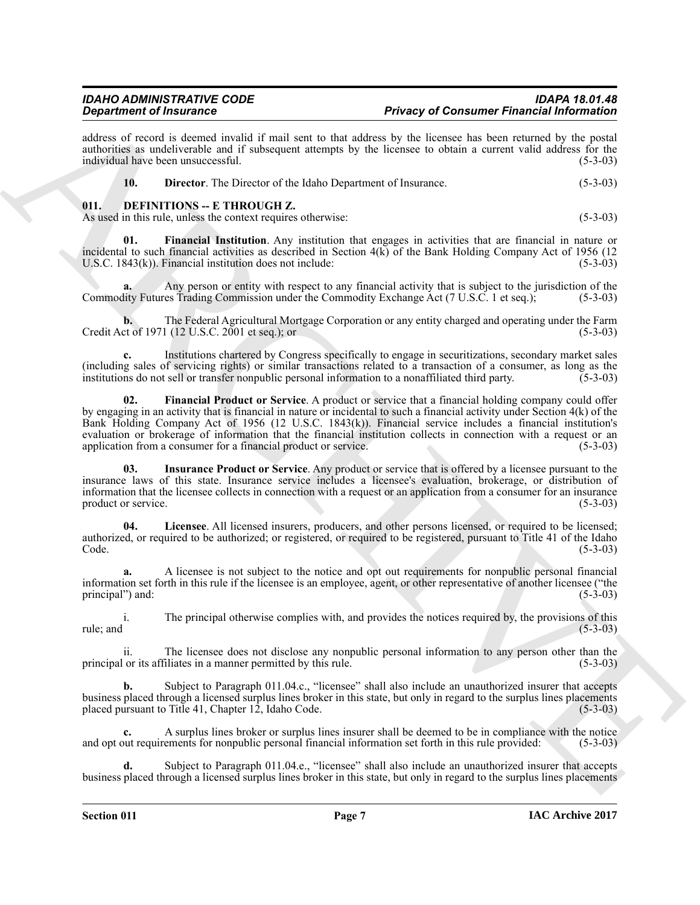address of record is deemed invalid if mail sent to that address by the licensee has been returned by the postal authorities as undeliverable and if subsequent attempts by the licensee to obtain a current valid address for the individual have been unsuccessful. (5-3-03)

**10. Director**. The Director of the Idaho Department of Insurance. (5-3-03)

## 011. DEFINITIONS -- E THROUGH Z.

As used in this rule, unless the context requires otherwise: (5-3-03)

**01. Financial Institution**. Any institution that engages in activities that are financial in nature or incidental to such financial activities as described in Section 4(k) of the Bank Holding Company Act of 1956 (12 U.S.C. 1843(k)). Financial institution does not include: (5-3-03)

**a.** Any person or entity with respect to any financial activity that is subject to the jurisdiction of the Commodity Futures Trading Commission under the Commodity Exchange Act (7 U.S.C. 1 et seq.); (5-3-03)

**b.** The Federal Agricultural Mortgage Corporation or any entity charged and operating under the Farm Credit Act of 1971 (12 U.S.C. 2001 et seq.); or (5-3-03)

**c.** Institutions chartered by Congress specifically to engage in securitizations, secondary market sales (including sales of servicing rights) or similar transactions related to a transaction of a consumer, as long as the institutions do not sell or transfer nonpublic personal information to a nonaffiliated third party. (5-3-03)

**02. Financial Product or Service**. A product or service that a financial holding company could offer by engaging in an activity that is financial in nature or incidental to such a financial activity under Section 4(k) of the Bank Holding Company Act of 1956 (12 U.S.C. 1843(k)). Financial service includes a financial institution's evaluation or brokerage of information that the financial institution collects in connection with a request or an application from a consumer for a financial product or service. (5-3-03)

**03. Insurance Product or Service**. Any product or service that is offered by a licensee pursuant to the insurance laws of this state. Insurance service includes a licensee's evaluation, brokerage, or distribution of information that the licensee collects in connection with a request or an application from a consumer for an insurance product or service. (5-3-03)

**04. Licensee**. All licensed insurers, producers, and other persons licensed, or required to be licensed; authorized, or required to be authorized; or registered, or required to be registered, pursuant to Title 41 of the Idaho Code. (5-3-03)

**a.** A licensee is not subject to the notice and opt out requirements for nonpublic personal financial information set forth in this rule if the licensee is an employee, agent, or other representative of another licensee ("the principal") and: (5-3-03)

i. The principal otherwise complies with, and provides the notices required by, the provisions of this rule; and (5-3-03)

ii. The licensee does not disclose any nonpublic personal information to any person other than the principal or its affiliates in a manner permitted by this rule. (5-3-03)

**b.** Subject to Paragraph 011.04.c., "licensee" shall also include an unauthorized insurer that accepts business placed through a licensed surplus lines broker in this state, but only in regard to the surplus lines placements placed pursuant to Title 41, Chapter 12, Idaho Code. (5-3-03)

**c.** A surplus lines broker or surplus lines insurer shall be deemed to be in compliance with the notice and opt out requirements for nonpublic personal financial information set forth in this rule provided: (5-3-03)

**d.** Subject to Paragraph 011.04.e., "licensee" shall also include an unauthorized insurer that accepts business placed through a licensed surplus lines broker in this state, but only in regard to the surplus lines placements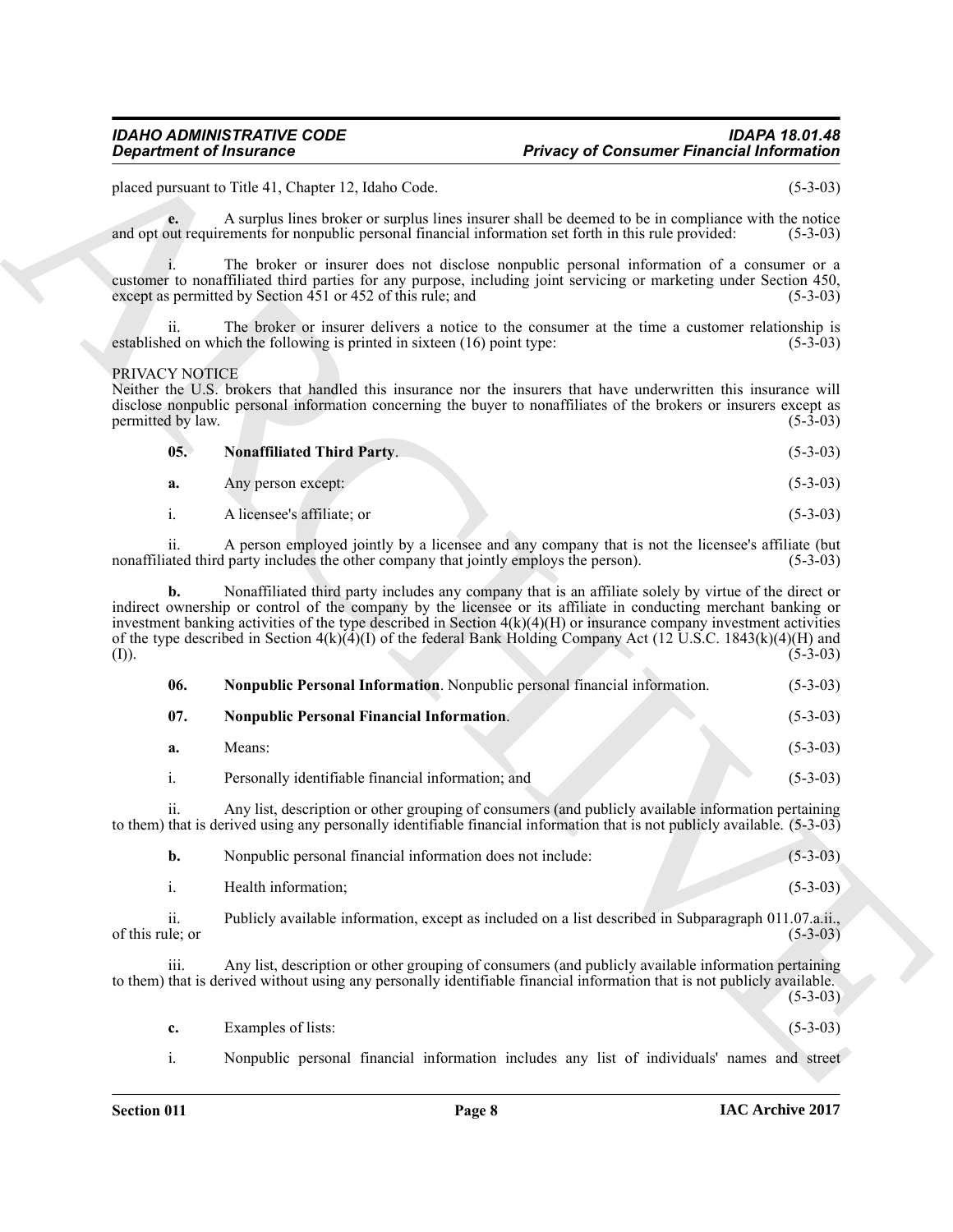placed pursuant to Title 41, Chapter 12, Idaho Code. (5-3-03)

**e.** A surplus lines broker or surplus lines insurer shall be deemed to be in compliance with the notice and opt out requirements for nonpublic personal financial information set forth in this rule provided: (5-3-03)

i. The broker or insurer does not disclose nonpublic personal information of a consumer or a customer to nonaffiliated third parties for any purpose, including joint servicing or marketing under Section 450, except as permitted by Section 451 or 452 of this rule; and (5-3-03)

ii. The broker or insurer delivers a notice to the consumer at the time a customer relationship is established on which the following is printed in sixteen (16) point type: (5-3-03)

PRIVACY NOTICE
Neither the U.S. brokers that handled this insurance nor the insurers that have underwritten this insurance will disclose nonpublic personal information concerning the buyer to nonaffiliates of the brokers or insurers except as permitted by law. (5-3-03)

**05. Nonaffiliated Third Party**. (5-3-03)

**a.** Any person except: (5-3-03)

i. A licensee's affiliate; or (5-3-03)

ii. A person employed jointly by a licensee and any company that is not the licensee's affiliate (but nonaffiliated third party includes the other company that jointly employs the person). (5-3-03)

**b.** Nonaffiliated third party includes any company that is an affiliate solely by virtue of the direct or indirect ownership or control of the company by the licensee or its affiliate in conducting merchant banking or investment banking activities of the type described in Section 4(k)(4)(H) or insurance company investment activities of the type described in Section 4(k)(4)(I) of the federal Bank Holding Company Act (12 U.S.C. 1843(k)(4)(H) and (I)). (5-3-03)

**06. Nonpublic Personal Information**. Nonpublic personal financial information. (5-3-03)

**07. Nonpublic Personal Financial Information**. (5-3-03)

**a.** Means: (5-3-03)

i. Personally identifiable financial information; and (5-3-03)

ii. Any list, description or other grouping of consumers (and publicly available information pertaining to them) that is derived using any personally identifiable financial information that is not publicly available. (5-3-03)

**b.** Nonpublic personal financial information does not include: (5-3-03)

i. Health information; (5-3-03)

ii. Publicly available information, except as included on a list described in Subparagraph 011.07.a.ii., of this rule; or (5-3-03)

iii. Any list, description or other grouping of consumers (and publicly available information pertaining to them) that is derived without using any personally identifiable financial information that is not publicly available. (5-3-03)

**c.** Examples of lists: (5-3-03)

i. Nonpublic personal financial information includes any list of individuals' names and street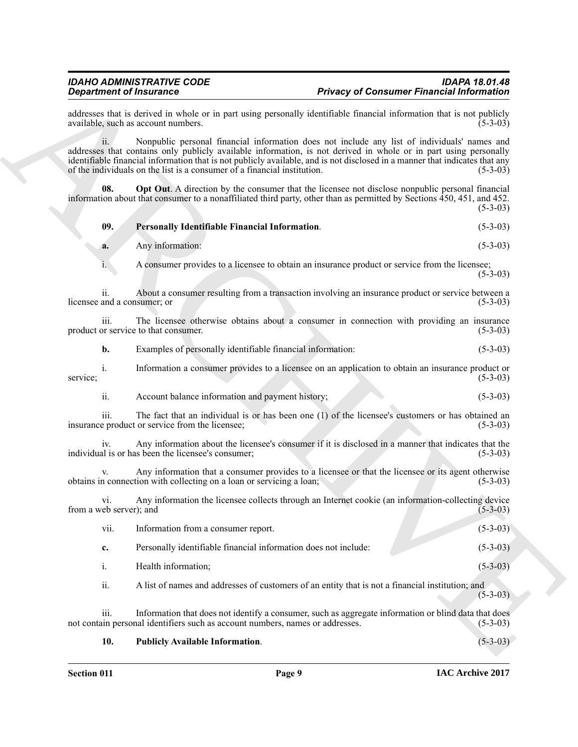addresses that is derived in whole or in part using personally identifiable financial information that is not publicly available, such as account numbers. (5-3-03)

ii. Nonpublic personal financial information does not include any list of individuals' names and addresses that contains only publicly available information, is not derived in whole or in part using personally identifiable financial information that is not publicly available, and is not disclosed in a manner that indicates that any of the individuals on the list is a consumer of a financial institution. (5-3-03)

**08. Opt Out**. A direction by the consumer that the licensee not disclose nonpublic personal financial information about that consumer to a nonaffiliated third party, other than as permitted by Sections 450, 451, and 452. (5-3-03)

**09. Personally Identifiable Financial Information**. (5-3-03)

**a.** Any information: (5-3-03)

i. A consumer provides to a licensee to obtain an insurance product or service from the licensee; (5-3-03)

ii. About a consumer resulting from a transaction involving an insurance product or service between a licensee and a consumer; or (5-3-03)

iii. The licensee otherwise obtains about a consumer in connection with providing an insurance product or service to that consumer. (5-3-03)

**b.** Examples of personally identifiable financial information: (5-3-03)

i. Information a consumer provides to a licensee on an application to obtain an insurance product or service; (5-3-03)

ii. Account balance information and payment history; (5-3-03)

iii. The fact that an individual is or has been one (1) of the licensee's customers or has obtained an insurance product or service from the licensee; (5-3-03)

iv. Any information about the licensee's consumer if it is disclosed in a manner that indicates that the individual is or has been the licensee's consumer; (5-3-03)

v. Any information that a consumer provides to a licensee or that the licensee or its agent otherwise obtains in connection with collecting on a loan or servicing a loan; (5-3-03)

vi. Any information the licensee collects through an Internet cookie (an information-collecting device from a web server); and (5-3-03)

vii. Information from a consumer report. (5-3-03)

**c.** Personally identifiable financial information does not include: (5-3-03)

i. Health information; (5-3-03)

ii. A list of names and addresses of customers of an entity that is not a financial institution; and (5-3-03)

iii. Information that does not identify a consumer, such as aggregate information or blind data that does not contain personal identifiers such as account numbers, names or addresses. (5-3-03)

**10. Publicly Available Information**. (5-3-03)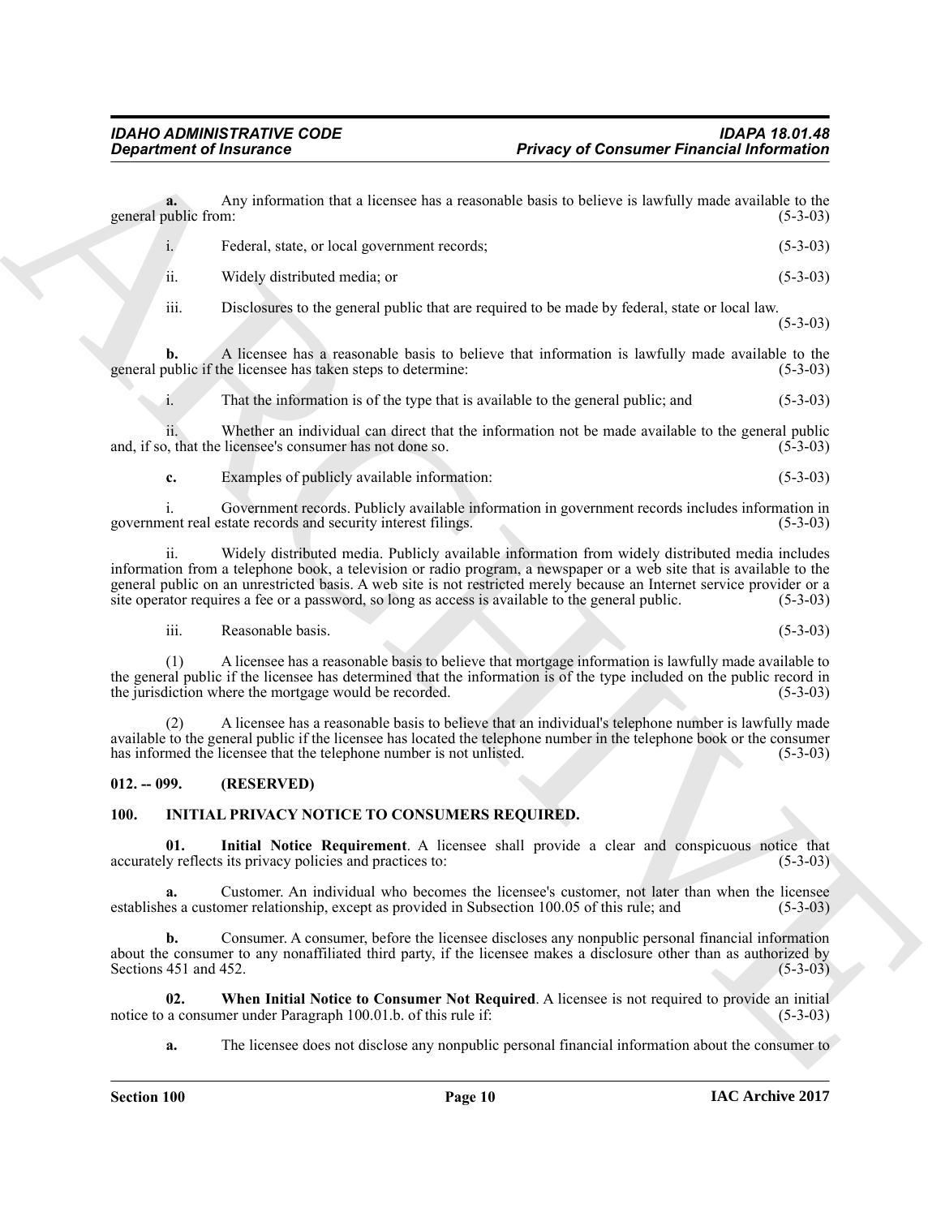**a.** Any information that a licensee has a reasonable basis to believe is lawfully made available to the general public from: (5-3-03)

i. Federal, state, or local government records; (5-3-03)

ii. Widely distributed media; or (5-3-03)

iii. Disclosures to the general public that are required to be made by federal, state or local law. (5-3-03)

**b.** A licensee has a reasonable basis to believe that information is lawfully made available to the general public if the licensee has taken steps to determine: (5-3-03)

i. That the information is of the type that is available to the general public; and (5-3-03)

ii. Whether an individual can direct that the information not be made available to the general public and, if so, that the licensee's consumer has not done so. (5-3-03)

**c.** Examples of publicly available information: (5-3-03)

i. Government records. Publicly available information in government records includes information in government real estate records and security interest filings. (5-3-03)

ii. Widely distributed media. Publicly available information from widely distributed media includes information from a telephone book, a television or radio program, a newspaper or a web site that is available to the general public on an unrestricted basis. A web site is not restricted merely because an Internet service provider or a site operator requires a fee or a password, so long as access is available to the general public. (5-3-03)

iii. Reasonable basis. (5-3-03)

(1) A licensee has a reasonable basis to believe that mortgage information is lawfully made available to the general public if the licensee has determined that the information is of the type included on the public record in the jurisdiction where the mortgage would be recorded. (5-3-03)

(2) A licensee has a reasonable basis to believe that an individual's telephone number is lawfully made available to the general public if the licensee has located the telephone number in the telephone book or the consumer has informed the licensee that the telephone number is not unlisted. (5-3-03)

## 012. -- 099. (RESERVED)

## 100. INITIAL PRIVACY NOTICE TO CONSUMERS REQUIRED.

**01. Initial Notice Requirement**. A licensee shall provide a clear and conspicuous notice that accurately reflects its privacy policies and practices to: (5-3-03)

**a.** Customer. An individual who becomes the licensee's customer, not later than when the licensee establishes a customer relationship, except as provided in Subsection 100.05 of this rule; and (5-3-03)

**b.** Consumer. A consumer, before the licensee discloses any nonpublic personal financial information about the consumer to any nonaffiliated third party, if the licensee makes a disclosure other than as authorized by Sections 451 and 452. (5-3-03)

**02. When Initial Notice to Consumer Not Required**. A licensee is not required to provide an initial notice to a consumer under Paragraph 100.01.b. of this rule if: (5-3-03)

**a.** The licensee does not disclose any nonpublic personal financial information about the consumer to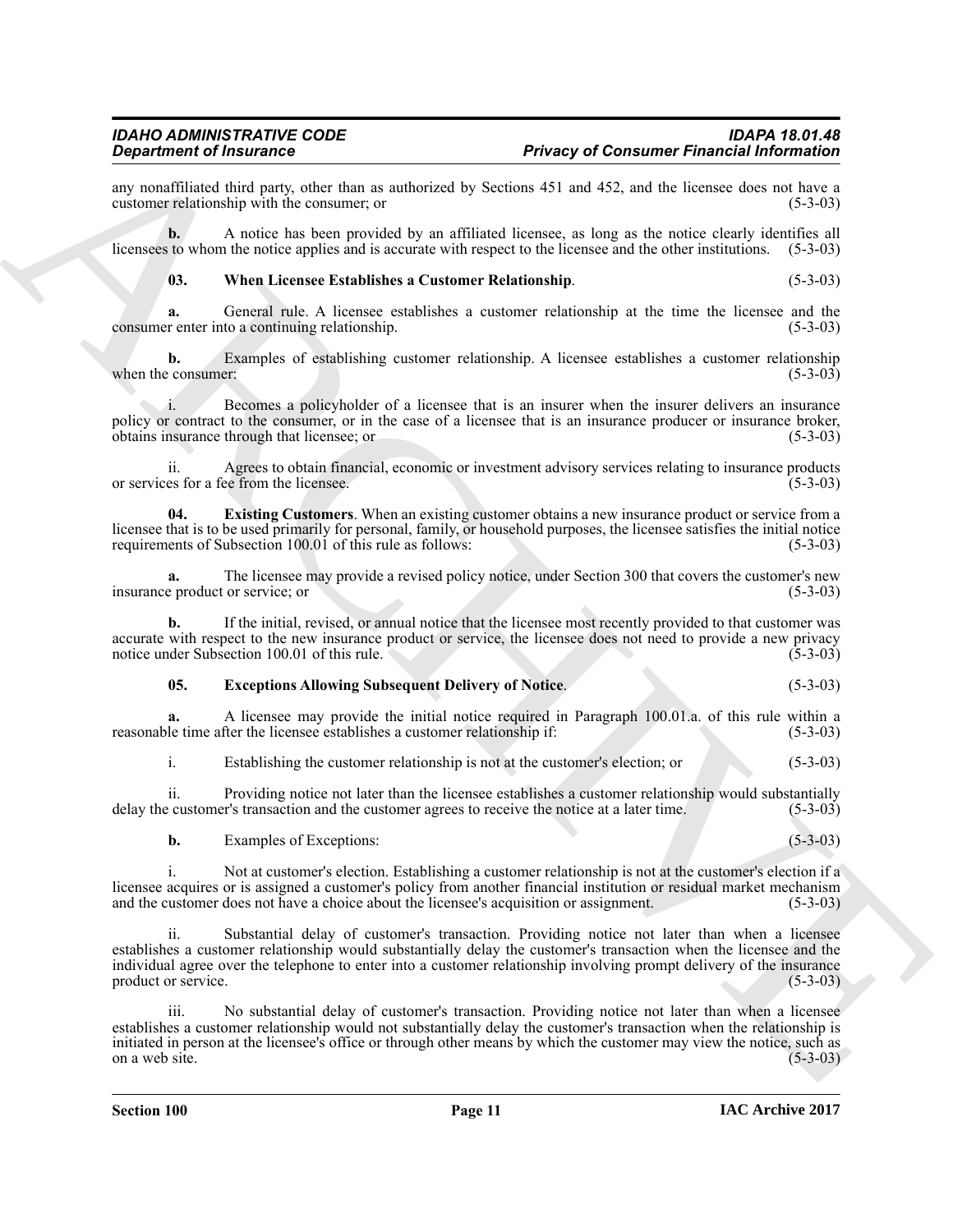any nonaffiliated third party, other than as authorized by Sections 451 and 452, and the licensee does not have a customer relationship with the consumer; or (5-3-03)

**b.** A notice has been provided by an affiliated licensee, as long as the notice clearly identifies all licensees to whom the notice applies and is accurate with respect to the licensee and the other institutions. (5-3-03)

**03. When Licensee Establishes a Customer Relationship**. (5-3-03)

**a.** General rule. A licensee establishes a customer relationship at the time the licensee and the consumer enter into a continuing relationship. (5-3-03)

**b.** Examples of establishing customer relationship. A licensee establishes a customer relationship when the consumer: (5-3-03)

i. Becomes a policyholder of a licensee that is an insurer when the insurer delivers an insurance policy or contract to the consumer, or in the case of a licensee that is an insurance producer or insurance broker, obtains insurance through that licensee; or (5-3-03)

ii. Agrees to obtain financial, economic or investment advisory services relating to insurance products or services for a fee from the licensee. (5-3-03)

**04. Existing Customers**. When an existing customer obtains a new insurance product or service from a licensee that is to be used primarily for personal, family, or household purposes, the licensee satisfies the initial notice requirements of Subsection 100.01 of this rule as follows: (5-3-03)

**a.** The licensee may provide a revised policy notice, under Section 300 that covers the customer's new insurance product or service; or (5-3-03)

**b.** If the initial, revised, or annual notice that the licensee most recently provided to that customer was accurate with respect to the new insurance product or service, the licensee does not need to provide a new privacy notice under Subsection 100.01 of this rule. (5-3-03)

**05. Exceptions Allowing Subsequent Delivery of Notice**. (5-3-03)

**a.** A licensee may provide the initial notice required in Paragraph 100.01.a. of this rule within a reasonable time after the licensee establishes a customer relationship if: (5-3-03)

i. Establishing the customer relationship is not at the customer's election; or (5-3-03)

ii. Providing notice not later than the licensee establishes a customer relationship would substantially delay the customer's transaction and the customer agrees to receive the notice at a later time. (5-3-03)

**b.** Examples of Exceptions: (5-3-03)

i. Not at customer's election. Establishing a customer relationship is not at the customer's election if a licensee acquires or is assigned a customer's policy from another financial institution or residual market mechanism and the customer does not have a choice about the licensee's acquisition or assignment. (5-3-03)

ii. Substantial delay of customer's transaction. Providing notice not later than when a licensee establishes a customer relationship would substantially delay the customer's transaction when the licensee and the individual agree over the telephone to enter into a customer relationship involving prompt delivery of the insurance product or service. (5-3-03)

iii. No substantial delay of customer's transaction. Providing notice not later than when a licensee establishes a customer relationship would not substantially delay the customer's transaction when the relationship is initiated in person at the licensee's office or through other means by which the customer may view the notice, such as on a web site. (5-3-03)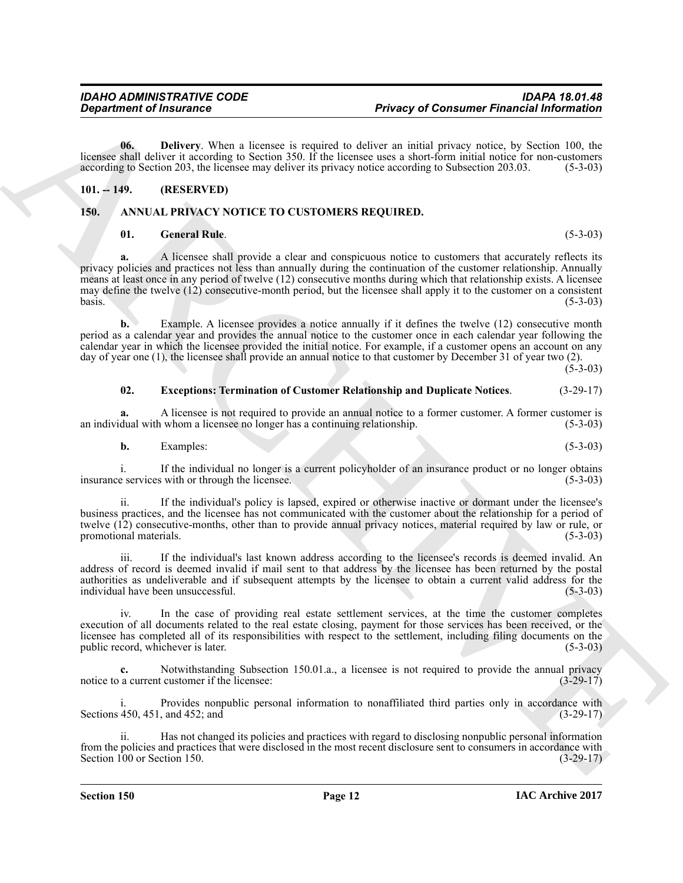**06. Delivery**. When a licensee is required to deliver an initial privacy notice, by Section 100, the licensee shall deliver it according to Section 350. If the licensee uses a short-form initial notice for non-customers according to Section 203, the licensee may deliver its privacy notice according to Subsection 203.03. (5-3-03)

## 101. -- 149. (RESERVED)

## 150. ANNUAL PRIVACY NOTICE TO CUSTOMERS REQUIRED.

**01. General Rule**. (5-3-03)

**a.** A licensee shall provide a clear and conspicuous notice to customers that accurately reflects its privacy policies and practices not less than annually during the continuation of the customer relationship. Annually means at least once in any period of twelve (12) consecutive months during which that relationship exists. A licensee may define the twelve (12) consecutive-month period, but the licensee shall apply it to the customer on a consistent basis. (5-3-03)

**b.** Example. A licensee provides a notice annually if it defines the twelve (12) consecutive month period as a calendar year and provides the annual notice to the customer once in each calendar year following the calendar year in which the licensee provided the initial notice. For example, if a customer opens an account on any day of year one (1), the licensee shall provide an annual notice to that customer by December 31 of year two (2). (5-3-03)

**02. Exceptions: Termination of Customer Relationship and Duplicate Notices**. (3-29-17)

**a.** A licensee is not required to provide an annual notice to a former customer. A former customer is an individual with whom a licensee no longer has a continuing relationship. (5-3-03)

**b.** Examples: (5-3-03)

i. If the individual no longer is a current policyholder of an insurance product or no longer obtains insurance services with or through the licensee. (5-3-03)

ii. If the individual's policy is lapsed, expired or otherwise inactive or dormant under the licensee's business practices, and the licensee has not communicated with the customer about the relationship for a period of twelve (12) consecutive-months, other than to provide annual privacy notices, material required by law or rule, or promotional materials. (5-3-03)

iii. If the individual's last known address according to the licensee's records is deemed invalid. An address of record is deemed invalid if mail sent to that address by the licensee has been returned by the postal authorities as undeliverable and if subsequent attempts by the licensee to obtain a current valid address for the individual have been unsuccessful. (5-3-03)

iv. In the case of providing real estate settlement services, at the time the customer completes execution of all documents related to the real estate closing, payment for those services has been received, or the licensee has completed all of its responsibilities with respect to the settlement, including filing documents on the public record, whichever is later. (5-3-03)

**c.** Notwithstanding Subsection 150.01.a., a licensee is not required to provide the annual privacy notice to a current customer if the licensee: (3-29-17)

i. Provides nonpublic personal information to nonaffiliated third parties only in accordance with Sections 450, 451, and 452; and (3-29-17)

ii. Has not changed its policies and practices with regard to disclosing nonpublic personal information from the policies and practices that were disclosed in the most recent disclosure sent to consumers in accordance with Section 100 or Section 150. (3-29-17)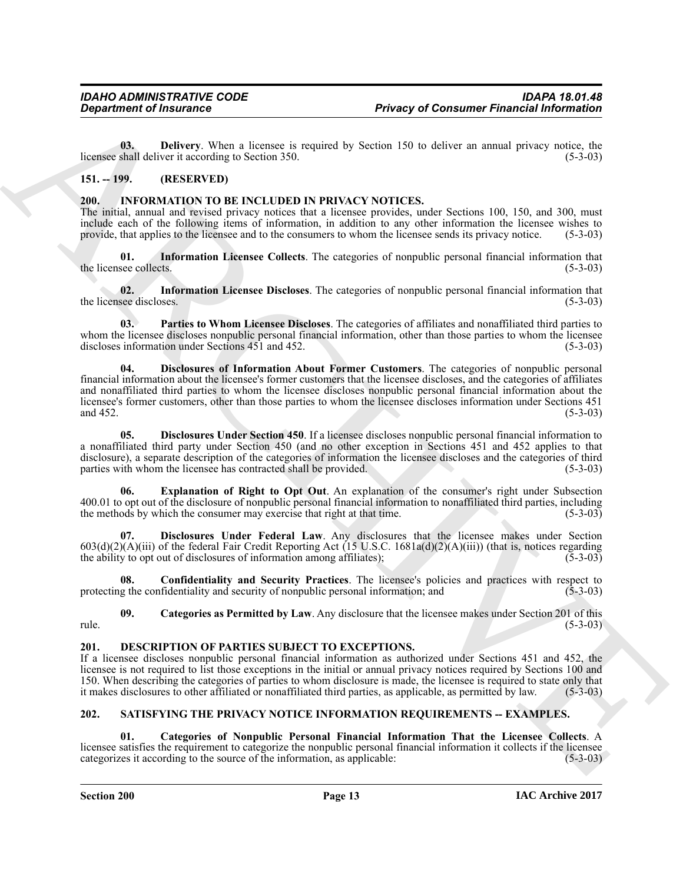**03. Delivery**. When a licensee is required by Section 150 to deliver an annual privacy notice, the licensee shall deliver it according to Section 350. (5-3-03)

## 151. -- 199. (RESERVED)

## 200. INFORMATION TO BE INCLUDED IN PRIVACY NOTICES.

The initial, annual and revised privacy notices that a licensee provides, under Sections 100, 150, and 300, must include each of the following items of information, in addition to any other information the licensee wishes to provide, that applies to the licensee and to the consumers to whom the licensee sends its privacy notice. (5-3-03)

**01. Information Licensee Collects**. The categories of nonpublic personal financial information that the licensee collects. (5-3-03)

**02. Information Licensee Discloses**. The categories of nonpublic personal financial information that the licensee discloses. (5-3-03)

**03. Parties to Whom Licensee Discloses**. The categories of affiliates and nonaffiliated third parties to whom the licensee discloses nonpublic personal financial information, other than those parties to whom the licensee discloses information under Sections 451 and 452. (5-3-03)

**04. Disclosures of Information About Former Customers**. The categories of nonpublic personal financial information about the licensee's former customers that the licensee discloses, and the categories of affiliates and nonaffiliated third parties to whom the licensee discloses nonpublic personal financial information about the licensee's former customers, other than those parties to whom the licensee discloses information under Sections 451 and 452. (5-3-03)

**05. Disclosures Under Section 450**. If a licensee discloses nonpublic personal financial information to a nonaffiliated third party under Section 450 (and no other exception in Sections 451 and 452 applies to that disclosure), a separate description of the categories of information the licensee discloses and the categories of third parties with whom the licensee has contracted shall be provided. (5-3-03)

**06. Explanation of Right to Opt Out**. An explanation of the consumer's right under Subsection 400.01 to opt out of the disclosure of nonpublic personal financial information to nonaffiliated third parties, including the methods by which the consumer may exercise that right at that time. (5-3-03)

**07. Disclosures Under Federal Law**. Any disclosures that the licensee makes under Section 603(d)(2)(A)(iii) of the federal Fair Credit Reporting Act (15 U.S.C. 1681a(d)(2)(A)(iii)) (that is, notices regarding the ability to opt out of disclosures of information among affiliates); (5-3-03)

**08. Confidentiality and Security Practices**. The licensee's policies and practices with respect to protecting the confidentiality and security of nonpublic personal information; and (5-3-03)

**09. Categories as Permitted by Law**. Any disclosure that the licensee makes under Section 201 of this rule. (5-3-03)

## 201. DESCRIPTION OF PARTIES SUBJECT TO EXCEPTIONS.

If a licensee discloses nonpublic personal financial information as authorized under Sections 451 and 452, the licensee is not required to list those exceptions in the initial or annual privacy notices required by Sections 100 and 150. When describing the categories of parties to whom disclosure is made, the licensee is required to state only that it makes disclosures to other affiliated or nonaffiliated third parties, as applicable, as permitted by law. (5-3-03)

## 202. SATISFYING THE PRIVACY NOTICE INFORMATION REQUIREMENTS -- EXAMPLES.

**01. Categories of Nonpublic Personal Financial Information That the Licensee Collects**. A licensee satisfies the requirement to categorize the nonpublic personal financial information it collects if the licensee categorizes it according to the source of the information, as applicable: (5-3-03)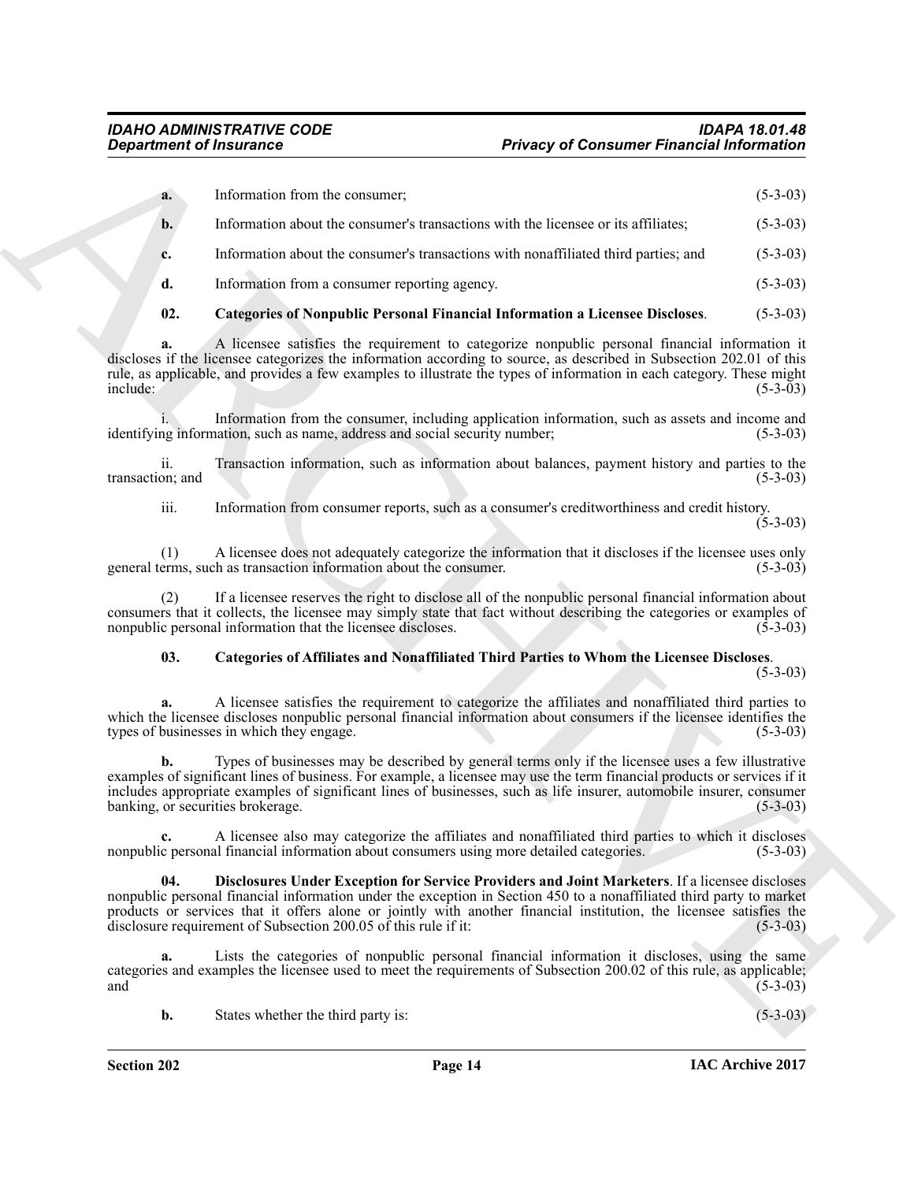**a.** Information from the consumer; (5-3-03)

**b.** Information about the consumer's transactions with the licensee or its affiliates; (5-3-03)

**c.** Information about the consumer's transactions with nonaffiliated third parties; and (5-3-03)

**d.** Information from a consumer reporting agency. (5-3-03)

**02. Categories of Nonpublic Personal Financial Information a Licensee Discloses**. (5-3-03)

**a.** A licensee satisfies the requirement to categorize nonpublic personal financial information it discloses if the licensee categorizes the information according to source, as described in Subsection 202.01 of this rule, as applicable, and provides a few examples to illustrate the types of information in each category. These might include: (5-3-03)

i. Information from the consumer, including application information, such as assets and income and identifying information, such as name, address and social security number; (5-3-03)

ii. Transaction information, such as information about balances, payment history and parties to the transaction; and (5-3-03)

iii. Information from consumer reports, such as a consumer's creditworthiness and credit history. (5-3-03)

(1) A licensee does not adequately categorize the information that it discloses if the licensee uses only general terms, such as transaction information about the consumer. (5-3-03)

(2) If a licensee reserves the right to disclose all of the nonpublic personal financial information about consumers that it collects, the licensee may simply state that fact without describing the categories or examples of nonpublic personal information that the licensee discloses. (5-3-03)

**03. Categories of Affiliates and Nonaffiliated Third Parties to Whom the Licensee Discloses**. (5-3-03)

**a.** A licensee satisfies the requirement to categorize the affiliates and nonaffiliated third parties to which the licensee discloses nonpublic personal financial information about consumers if the licensee identifies the types of businesses in which they engage. (5-3-03)

**b.** Types of businesses may be described by general terms only if the licensee uses a few illustrative examples of significant lines of business. For example, a licensee may use the term financial products or services if it includes appropriate examples of significant lines of businesses, such as life insurer, automobile insurer, consumer banking, or securities brokerage. (5-3-03)

**c.** A licensee also may categorize the affiliates and nonaffiliated third parties to which it discloses nonpublic personal financial information about consumers using more detailed categories. (5-3-03)

**04. Disclosures Under Exception for Service Providers and Joint Marketers**. If a licensee discloses nonpublic personal financial information under the exception in Section 450 to a nonaffiliated third party to market products or services that it offers alone or jointly with another financial institution, the licensee satisfies the disclosure requirement of Subsection 200.05 of this rule if it: (5-3-03)

**a.** Lists the categories of nonpublic personal financial information it discloses, using the same categories and examples the licensee used to meet the requirements of Subsection 200.02 of this rule, as applicable; and (5-3-03)

**b.** States whether the third party is: (5-3-03)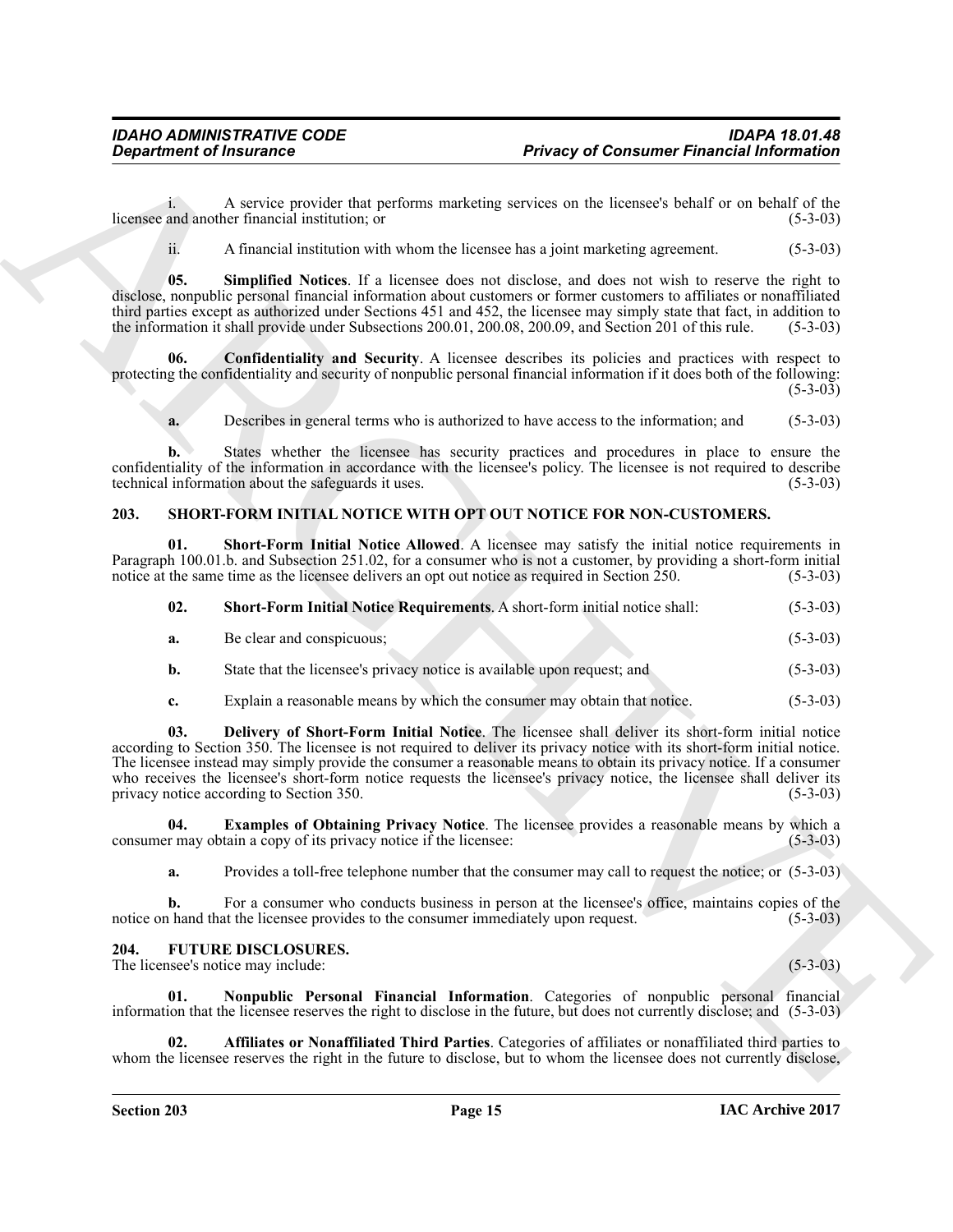i. A service provider that performs marketing services on the licensee's behalf or on behalf of the licensee and another financial institution; or (5-3-03)

ii. A financial institution with whom the licensee has a joint marketing agreement. (5-3-03)

**05. Simplified Notices**. If a licensee does not disclose, and does not wish to reserve the right to disclose, nonpublic personal financial information about customers or former customers to affiliates or nonaffiliated third parties except as authorized under Sections 451 and 452, the licensee may simply state that fact, in addition to the information it shall provide under Subsections 200.01, 200.08, 200.09, and Section 201 of this rule. (5-3-03)

**06. Confidentiality and Security**. A licensee describes its policies and practices with respect to protecting the confidentiality and security of nonpublic personal financial information if it does both of the following: (5-3-03)

**a.** Describes in general terms who is authorized to have access to the information; and (5-3-03)

**b.** States whether the licensee has security practices and procedures in place to ensure the confidentiality of the information in accordance with the licensee's policy. The licensee is not required to describe technical information about the safeguards it uses. (5-3-03)

## 203. SHORT-FORM INITIAL NOTICE WITH OPT OUT NOTICE FOR NON-CUSTOMERS.

**01. Short-Form Initial Notice Allowed**. A licensee may satisfy the initial notice requirements in Paragraph 100.01.b. and Subsection 251.02, for a consumer who is not a customer, by providing a short-form initial notice at the same time as the licensee delivers an opt out notice as required in Section 250. (5-3-03)

**02. Short-Form Initial Notice Requirements**. A short-form initial notice shall: (5-3-03)

**a.** Be clear and conspicuous; (5-3-03)

**b.** State that the licensee's privacy notice is available upon request; and (5-3-03)

**c.** Explain a reasonable means by which the consumer may obtain that notice. (5-3-03)

**03. Delivery of Short-Form Initial Notice**. The licensee shall deliver its short-form initial notice according to Section 350. The licensee is not required to deliver its privacy notice with its short-form initial notice. The licensee instead may simply provide the consumer a reasonable means to obtain its privacy notice. If a consumer who receives the licensee's short-form notice requests the licensee's privacy notice, the licensee shall deliver its privacy notice according to Section 350. (5-3-03)

**04. Examples of Obtaining Privacy Notice**. The licensee provides a reasonable means by which a consumer may obtain a copy of its privacy notice if the licensee: (5-3-03)

**a.** Provides a toll-free telephone number that the consumer may call to request the notice; or (5-3-03)

**b.** For a consumer who conducts business in person at the licensee's office, maintains copies of the notice on hand that the licensee provides to the consumer immediately upon request. (5-3-03)

## 204. FUTURE DISCLOSURES.

The licensee's notice may include: (5-3-03)

**01. Nonpublic Personal Financial Information**. Categories of nonpublic personal financial information that the licensee reserves the right to disclose in the future, but does not currently disclose; and (5-3-03)

**02. Affiliates or Nonaffiliated Third Parties**. Categories of affiliates or nonaffiliated third parties to whom the licensee reserves the right in the future to disclose, but to whom the licensee does not currently disclose,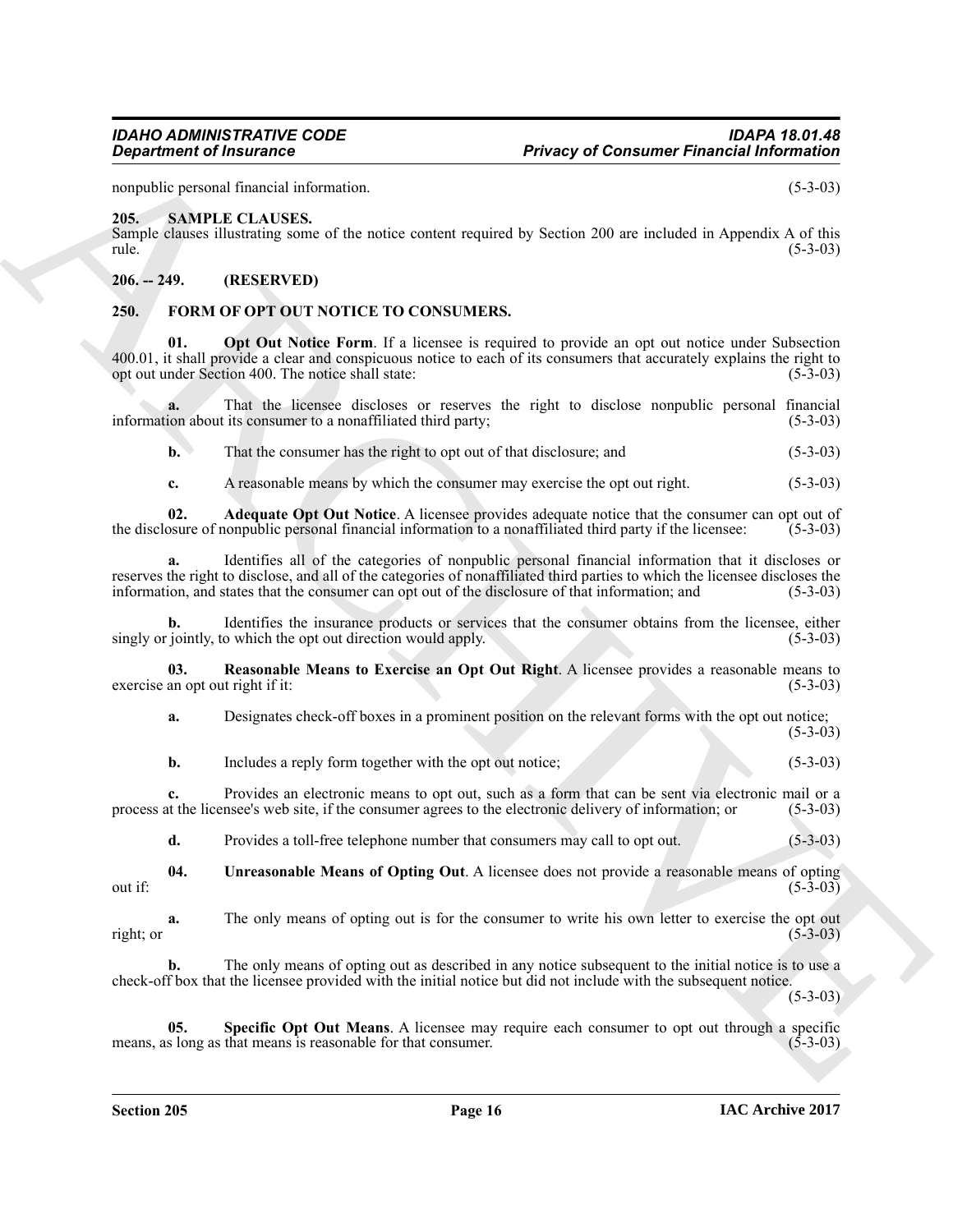nonpublic personal financial information. (5-3-03)

## 205. SAMPLE CLAUSES.

Sample clauses illustrating some of the notice content required by Section 200 are included in Appendix A of this rule. (5-3-03)

## 206. -- 249. (RESERVED)

## 250. FORM OF OPT OUT NOTICE TO CONSUMERS.

**01. Opt Out Notice Form**. If a licensee is required to provide an opt out notice under Subsection 400.01, it shall provide a clear and conspicuous notice to each of its consumers that accurately explains the right to opt out under Section 400. The notice shall state: (5-3-03)

**a.** That the licensee discloses or reserves the right to disclose nonpublic personal financial information about its consumer to a nonaffiliated third party; (5-3-03)

**b.** That the consumer has the right to opt out of that disclosure; and (5-3-03)

**c.** A reasonable means by which the consumer may exercise the opt out right. (5-3-03)

**02. Adequate Opt Out Notice**. A licensee provides adequate notice that the consumer can opt out of the disclosure of nonpublic personal financial information to a nonaffiliated third party if the licensee: (5-3-03)

**a.** Identifies all of the categories of nonpublic personal financial information that it discloses or reserves the right to disclose, and all of the categories of nonaffiliated third parties to which the licensee discloses the information, and states that the consumer can opt out of the disclosure of that information; and (5-3-03)

**b.** Identifies the insurance products or services that the consumer obtains from the licensee, either singly or jointly, to which the opt out direction would apply. (5-3-03)

**03. Reasonable Means to Exercise an Opt Out Right**. A licensee provides a reasonable means to exercise an opt out right if it: (5-3-03)

**a.** Designates check-off boxes in a prominent position on the relevant forms with the opt out notice; (5-3-03)

**b.** Includes a reply form together with the opt out notice; (5-3-03)

**c.** Provides an electronic means to opt out, such as a form that can be sent via electronic mail or a process at the licensee's web site, if the consumer agrees to the electronic delivery of information; or (5-3-03)

**d.** Provides a toll-free telephone number that consumers may call to opt out. (5-3-03)

**04. Unreasonable Means of Opting Out**. A licensee does not provide a reasonable means of opting out if: (5-3-03)

**a.** The only means of opting out is for the consumer to write his own letter to exercise the opt out right; or (5-3-03)

**b.** The only means of opting out as described in any notice subsequent to the initial notice is to use a check-off box that the licensee provided with the initial notice but did not include with the subsequent notice. (5-3-03)

**05. Specific Opt Out Means**. A licensee may require each consumer to opt out through a specific means, as long as that means is reasonable for that consumer. (5-3-03)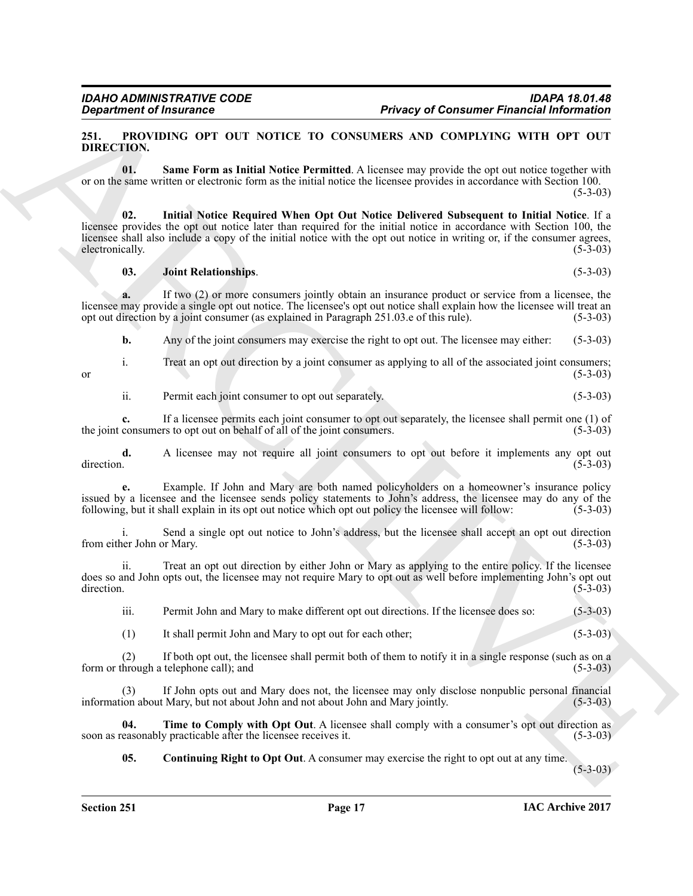## 251. PROVIDING OPT OUT NOTICE TO CONSUMERS AND COMPLYING WITH OPT OUT DIRECTION.

**01. Same Form as Initial Notice Permitted**. A licensee may provide the opt out notice together with or on the same written or electronic form as the initial notice the licensee provides in accordance with Section 100. (5-3-03)

**02. Initial Notice Required When Opt Out Notice Delivered Subsequent to Initial Notice**. If a licensee provides the opt out notice later than required for the initial notice in accordance with Section 100, the licensee shall also include a copy of the initial notice with the opt out notice in writing or, if the consumer agrees, electronically. (5-3-03)

**03. Joint Relationships**. (5-3-03)

**a.** If two (2) or more consumers jointly obtain an insurance product or service from a licensee, the licensee may provide a single opt out notice. The licensee's opt out notice shall explain how the licensee will treat an opt out direction by a joint consumer (as explained in Paragraph 251.03.e of this rule). (5-3-03)

**b.** Any of the joint consumers may exercise the right to opt out. The licensee may either: (5-3-03)

i. Treat an opt out direction by a joint consumer as applying to all of the associated joint consumers; or (5-3-03)

ii. Permit each joint consumer to opt out separately. (5-3-03)

**c.** If a licensee permits each joint consumer to opt out separately, the licensee shall permit one (1) of the joint consumers to opt out on behalf of all of the joint consumers. (5-3-03)

**d.** A licensee may not require all joint consumers to opt out before it implements any opt out direction. (5-3-03)

**e.** Example. If John and Mary are both named policyholders on a homeowner's insurance policy issued by a licensee and the licensee sends policy statements to John's address, the licensee may do any of the following, but it shall explain in its opt out notice which opt out policy the licensee will follow: (5-3-03)

i. Send a single opt out notice to John's address, but the licensee shall accept an opt out direction from either John or Mary. (5-3-03)

ii. Treat an opt out direction by either John or Mary as applying to the entire policy. If the licensee does so and John opts out, the licensee may not require Mary to opt out as well before implementing John's opt out direction. (5-3-03)

iii. Permit John and Mary to make different opt out directions. If the licensee does so: (5-3-03)

(1) It shall permit John and Mary to opt out for each other; (5-3-03)

(2) If both opt out, the licensee shall permit both of them to notify it in a single response (such as on a form or through a telephone call); and (5-3-03)

(3) If John opts out and Mary does not, the licensee may only disclose nonpublic personal financial information about Mary, but not about John and not about John and Mary jointly. (5-3-03)

**04. Time to Comply with Opt Out**. A licensee shall comply with a consumer's opt out direction as soon as reasonably practicable after the licensee receives it. (5-3-03)

**05. Continuing Right to Opt Out**. A consumer may exercise the right to opt out at any time. (5-3-03)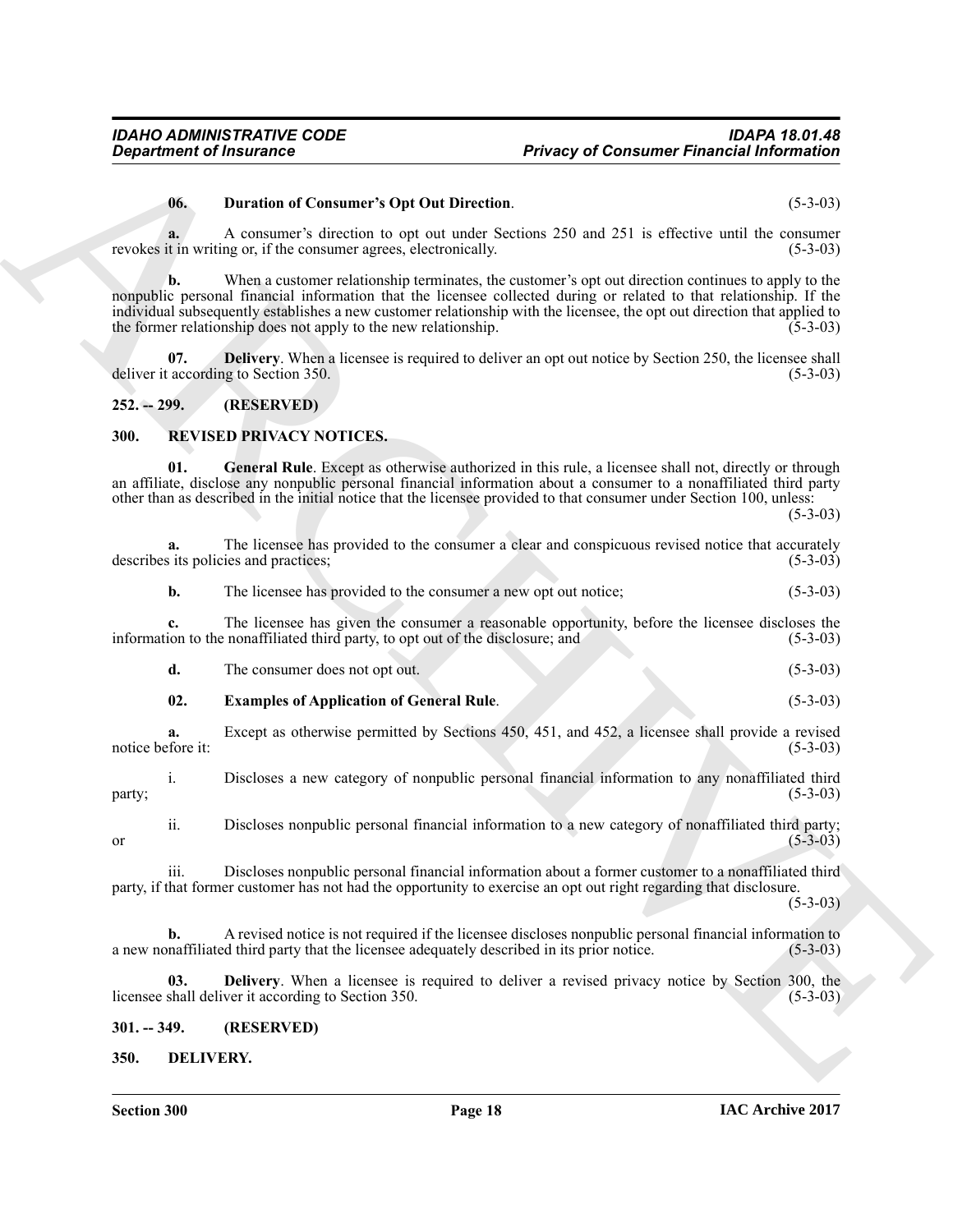**06. Duration of Consumer's Opt Out Direction**. (5-3-03)

**a.** A consumer's direction to opt out under Sections 250 and 251 is effective until the consumer revokes it in writing or, if the consumer agrees, electronically. (5-3-03)

**b.** When a customer relationship terminates, the customer's opt out direction continues to apply to the nonpublic personal financial information that the licensee collected during or related to that relationship. If the individual subsequently establishes a new customer relationship with the licensee, the opt out direction that applied to the former relationship does not apply to the new relationship. (5-3-03)

**07. Delivery**. When a licensee is required to deliver an opt out notice by Section 250, the licensee shall deliver it according to Section 350. (5-3-03)

## 252. -- 299. (RESERVED)

## 300. REVISED PRIVACY NOTICES.

**01. General Rule**. Except as otherwise authorized in this rule, a licensee shall not, directly or through an affiliate, disclose any nonpublic personal financial information about a consumer to a nonaffiliated third party other than as described in the initial notice that the licensee provided to that consumer under Section 100, unless: (5-3-03)

**a.** The licensee has provided to the consumer a clear and conspicuous revised notice that accurately describes its policies and practices; (5-3-03)

**b.** The licensee has provided to the consumer a new opt out notice; (5-3-03)

**c.** The licensee has given the consumer a reasonable opportunity, before the licensee discloses the information to the nonaffiliated third party, to opt out of the disclosure; and (5-3-03)

**d.** The consumer does not opt out. (5-3-03)

**02. Examples of Application of General Rule**. (5-3-03)

**a.** Except as otherwise permitted by Sections 450, 451, and 452, a licensee shall provide a revised notice before it: (5-3-03)

i. Discloses a new category of nonpublic personal financial information to any nonaffiliated third party; (5-3-03)

ii. Discloses nonpublic personal financial information to a new category of nonaffiliated third party; or (5-3-03)

iii. Discloses nonpublic personal financial information about a former customer to a nonaffiliated third party, if that former customer has not had the opportunity to exercise an opt out right regarding that disclosure. (5-3-03)

**b.** A revised notice is not required if the licensee discloses nonpublic personal financial information to a new nonaffiliated third party that the licensee adequately described in its prior notice. (5-3-03)

**03. Delivery**. When a licensee is required to deliver a revised privacy notice by Section 300, the licensee shall deliver it according to Section 350. (5-3-03)

## 301. -- 349. (RESERVED)

## 350. DELIVERY.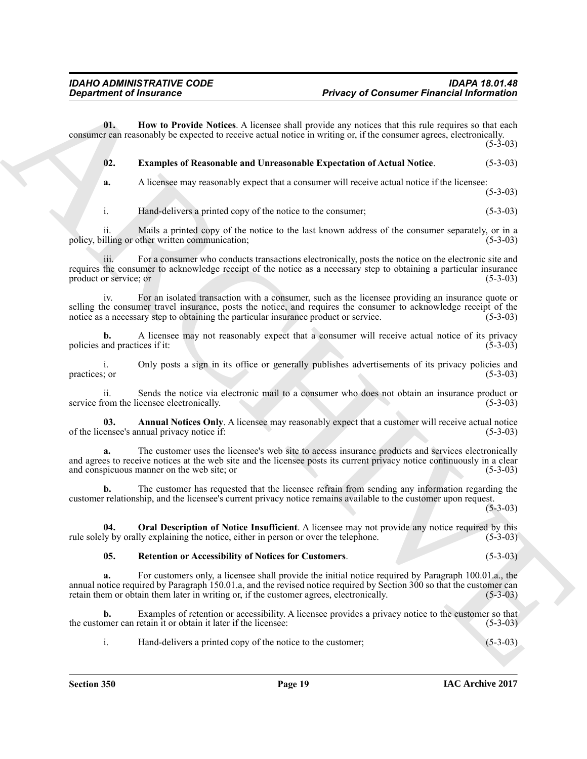**01. How to Provide Notices**. A licensee shall provide any notices that this rule requires so that each consumer can reasonably be expected to receive actual notice in writing or, if the consumer agrees, electronically. (5-3-03)

**02. Examples of Reasonable and Unreasonable Expectation of Actual Notice**. (5-3-03)

**a.** A licensee may reasonably expect that a consumer will receive actual notice if the licensee: (5-3-03)

i. Hand-delivers a printed copy of the notice to the consumer; (5-3-03)

ii. Mails a printed copy of the notice to the last known address of the consumer separately, or in a policy, billing or other written communication; (5-3-03)

iii. For a consumer who conducts transactions electronically, posts the notice on the electronic site and requires the consumer to acknowledge receipt of the notice as a necessary step to obtaining a particular insurance product or service; or (5-3-03)

iv. For an isolated transaction with a consumer, such as the licensee providing an insurance quote or selling the consumer travel insurance, posts the notice, and requires the consumer to acknowledge receipt of the notice as a necessary step to obtaining the particular insurance product or service. (5-3-03)

**b.** A licensee may not reasonably expect that a consumer will receive actual notice of its privacy policies and practices if it: (5-3-03)

i. Only posts a sign in its office or generally publishes advertisements of its privacy policies and practices; or (5-3-03)

ii. Sends the notice via electronic mail to a consumer who does not obtain an insurance product or service from the licensee electronically. (5-3-03)

**03. Annual Notices Only**. A licensee may reasonably expect that a customer will receive actual notice of the licensee's annual privacy notice if: (5-3-03)

**a.** The customer uses the licensee's web site to access insurance products and services electronically and agrees to receive notices at the web site and the licensee posts its current privacy notice continuously in a clear and conspicuous manner on the web site; or (5-3-03)

**b.** The customer has requested that the licensee refrain from sending any information regarding the customer relationship, and the licensee's current privacy notice remains available to the customer upon request. (5-3-03)

**04. Oral Description of Notice Insufficient**. A licensee may not provide any notice required by this rule solely by orally explaining the notice, either in person or over the telephone. (5-3-03)

**05. Retention or Accessibility of Notices for Customers**. (5-3-03)

**a.** For customers only, a licensee shall provide the initial notice required by Paragraph 100.01.a., the annual notice required by Paragraph 150.01.a, and the revised notice required by Section 300 so that the customer can retain them or obtain them later in writing or, if the customer agrees, electronically. (5-3-03)

**b.** Examples of retention or accessibility. A licensee provides a privacy notice to the customer so that the customer can retain it or obtain it later if the licensee: (5-3-03)

i. Hand-delivers a printed copy of the notice to the customer; (5-3-03)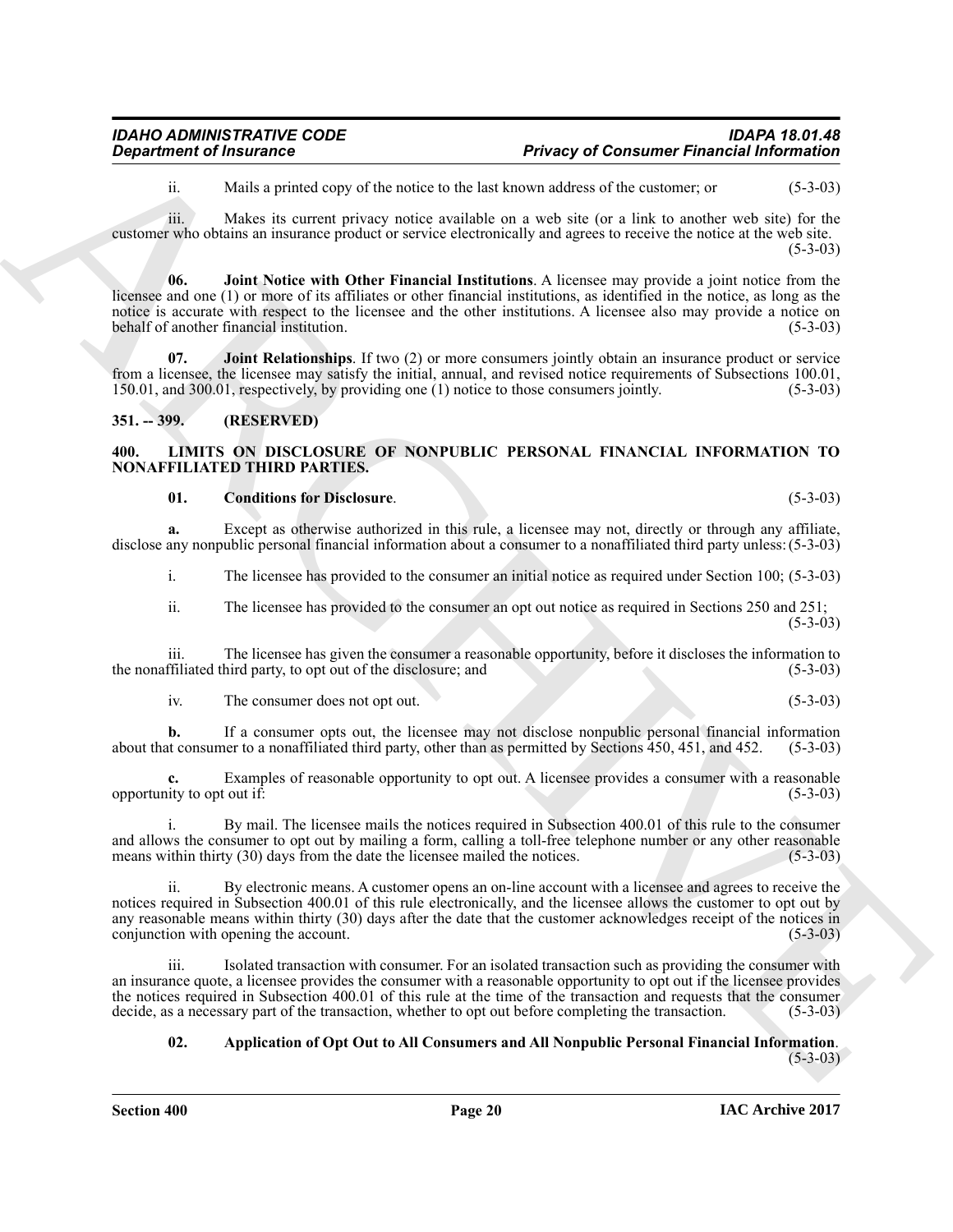ii. Mails a printed copy of the notice to the last known address of the customer; or (5-3-03)

iii. Makes its current privacy notice available on a web site (or a link to another web site) for the customer who obtains an insurance product or service electronically and agrees to receive the notice at the web site. (5-3-03)

**06. Joint Notice with Other Financial Institutions**. A licensee may provide a joint notice from the licensee and one (1) or more of its affiliates or other financial institutions, as identified in the notice, as long as the notice is accurate with respect to the licensee and the other institutions. A licensee also may provide a notice on behalf of another financial institution. (5-3-03)

**07. Joint Relationships**. If two (2) or more consumers jointly obtain an insurance product or service from a licensee, the licensee may satisfy the initial, annual, and revised notice requirements of Subsections 100.01, 150.01, and 300.01, respectively, by providing one (1) notice to those consumers jointly. (5-3-03)

## 351. -- 399. (RESERVED)

## 400. LIMITS ON DISCLOSURE OF NONPUBLIC PERSONAL FINANCIAL INFORMATION TO NONAFFILIATED THIRD PARTIES.

**01. Conditions for Disclosure**. (5-3-03)

**a.** Except as otherwise authorized in this rule, a licensee may not, directly or through any affiliate, disclose any nonpublic personal financial information about a consumer to a nonaffiliated third party unless: (5-3-03)

i. The licensee has provided to the consumer an initial notice as required under Section 100; (5-3-03)

ii. The licensee has provided to the consumer an opt out notice as required in Sections 250 and 251; (5-3-03)

iii. The licensee has given the consumer a reasonable opportunity, before it discloses the information to the nonaffiliated third party, to opt out of the disclosure; and (5-3-03)

iv. The consumer does not opt out. (5-3-03)

**b.** If a consumer opts out, the licensee may not disclose nonpublic personal financial information about that consumer to a nonaffiliated third party, other than as permitted by Sections 450, 451, and 452. (5-3-03)

**c.** Examples of reasonable opportunity to opt out. A licensee provides a consumer with a reasonable opportunity to opt out if: (5-3-03)

i. By mail. The licensee mails the notices required in Subsection 400.01 of this rule to the consumer and allows the consumer to opt out by mailing a form, calling a toll-free telephone number or any other reasonable means within thirty (30) days from the date the licensee mailed the notices. (5-3-03)

ii. By electronic means. A customer opens an on-line account with a licensee and agrees to receive the notices required in Subsection 400.01 of this rule electronically, and the licensee allows the customer to opt out by any reasonable means within thirty (30) days after the date that the customer acknowledges receipt of the notices in conjunction with opening the account. (5-3-03)

iii. Isolated transaction with consumer. For an isolated transaction such as providing the consumer with an insurance quote, a licensee provides the consumer with a reasonable opportunity to opt out if the licensee provides the notices required in Subsection 400.01 of this rule at the time of the transaction and requests that the consumer decide, as a necessary part of the transaction, whether to opt out before completing the transaction. (5-3-03)

**02. Application of Opt Out to All Consumers and All Nonpublic Personal Financial Information**. (5-3-03)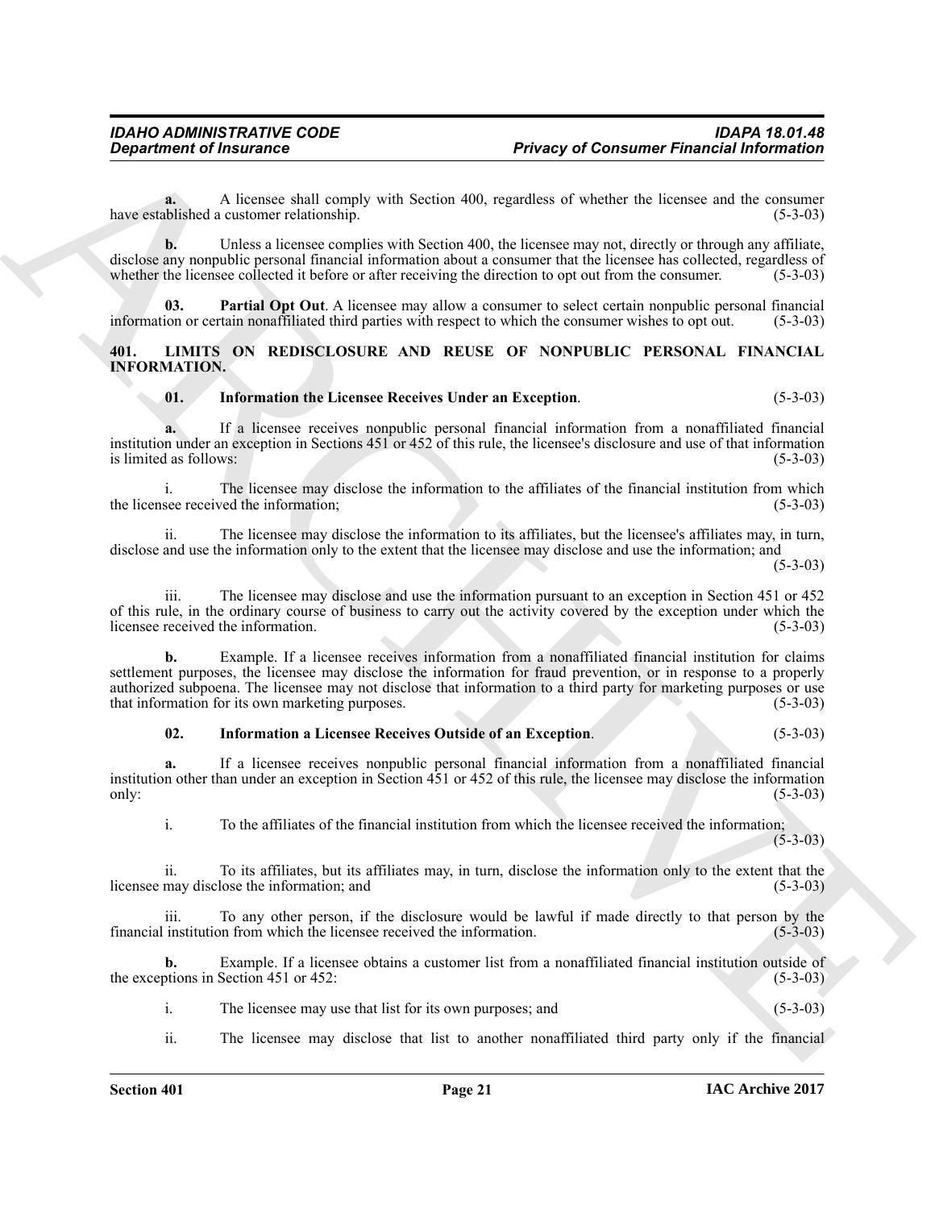**a.** A licensee shall comply with Section 400, regardless of whether the licensee and the consumer have established a customer relationship. (5-3-03)

**b.** Unless a licensee complies with Section 400, the licensee may not, directly or through any affiliate, disclose any nonpublic personal financial information about a consumer that the licensee has collected, regardless of whether the licensee collected it before or after receiving the direction to opt out from the consumer. (5-3-03)

**03. Partial Opt Out**. A licensee may allow a consumer to select certain nonpublic personal financial information or certain nonaffiliated third parties with respect to which the consumer wishes to opt out. (5-3-03)

## 401. LIMITS ON REDISCLOSURE AND REUSE OF NONPUBLIC PERSONAL FINANCIAL INFORMATION.

**01. Information the Licensee Receives Under an Exception**. (5-3-03)

**a.** If a licensee receives nonpublic personal financial information from a nonaffiliated financial institution under an exception in Sections 451 or 452 of this rule, the licensee's disclosure and use of that information is limited as follows: (5-3-03)

i. The licensee may disclose the information to the affiliates of the financial institution from which the licensee received the information; (5-3-03)

ii. The licensee may disclose the information to its affiliates, but the licensee's affiliates may, in turn, disclose and use the information only to the extent that the licensee may disclose and use the information; and (5-3-03)

iii. The licensee may disclose and use the information pursuant to an exception in Section 451 or 452 of this rule, in the ordinary course of business to carry out the activity covered by the exception under which the licensee received the information. (5-3-03)

**b.** Example. If a licensee receives information from a nonaffiliated financial institution for claims settlement purposes, the licensee may disclose the information for fraud prevention, or in response to a properly authorized subpoena. The licensee may not disclose that information to a third party for marketing purposes or use that information for its own marketing purposes. (5-3-03)

**02. Information a Licensee Receives Outside of an Exception**. (5-3-03)

**a.** If a licensee receives nonpublic personal financial information from a nonaffiliated financial institution other than under an exception in Section 451 or 452 of this rule, the licensee may disclose the information only: (5-3-03)

i. To the affiliates of the financial institution from which the licensee received the information; (5-3-03)

ii. To its affiliates, but its affiliates may, in turn, disclose the information only to the extent that the licensee may disclose the information; and (5-3-03)

iii. To any other person, if the disclosure would be lawful if made directly to that person by the financial institution from which the licensee received the information. (5-3-03)

**b.** Example. If a licensee obtains a customer list from a nonaffiliated financial institution outside of the exceptions in Section 451 or 452: (5-3-03)

i. The licensee may use that list for its own purposes; and (5-3-03)

ii. The licensee may disclose that list to another nonaffiliated third party only if the financial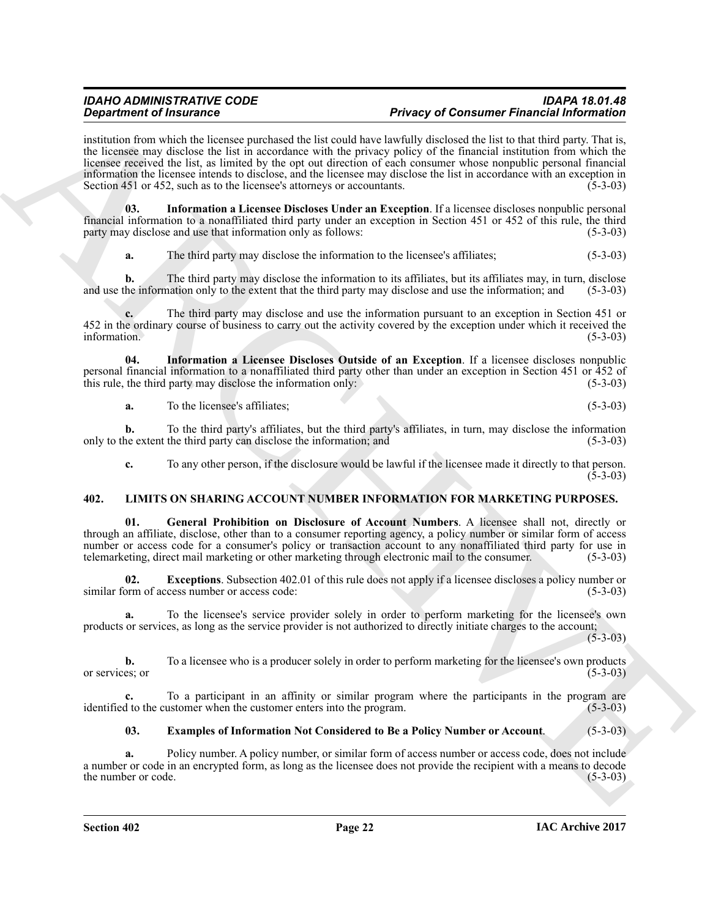institution from which the licensee purchased the list could have lawfully disclosed the list to that third party. That is, the licensee may disclose the list in accordance with the privacy policy of the financial institution from which the licensee received the list, as limited by the opt out direction of each consumer whose nonpublic personal financial information the licensee intends to disclose, and the licensee may disclose the list in accordance with an exception in Section 451 or 452, such as to the licensee's attorneys or accountants. (5-3-03)

**03. Information a Licensee Discloses Under an Exception**. If a licensee discloses nonpublic personal financial information to a nonaffiliated third party under an exception in Section 451 or 452 of this rule, the third party may disclose and use that information only as follows: (5-3-03)

**a.** The third party may disclose the information to the licensee's affiliates; (5-3-03)

**b.** The third party may disclose the information to its affiliates, but its affiliates may, in turn, disclose and use the information only to the extent that the third party may disclose and use the information; and (5-3-03)

**c.** The third party may disclose and use the information pursuant to an exception in Section 451 or 452 in the ordinary course of business to carry out the activity covered by the exception under which it received the information. (5-3-03)

**04. Information a Licensee Discloses Outside of an Exception**. If a licensee discloses nonpublic personal financial information to a nonaffiliated third party other than under an exception in Section 451 or 452 of this rule, the third party may disclose the information only: (5-3-03)

**a.** To the licensee's affiliates; (5-3-03)

**b.** To the third party's affiliates, but the third party's affiliates, in turn, may disclose the information only to the extent the third party can disclose the information; and (5-3-03)

**c.** To any other person, if the disclosure would be lawful if the licensee made it directly to that person. (5-3-03)

## 402. LIMITS ON SHARING ACCOUNT NUMBER INFORMATION FOR MARKETING PURPOSES.

**01. General Prohibition on Disclosure of Account Numbers**. A licensee shall not, directly or through an affiliate, disclose, other than to a consumer reporting agency, a policy number or similar form of access number or access code for a consumer's policy or transaction account to any nonaffiliated third party for use in telemarketing, direct mail marketing or other marketing through electronic mail to the consumer. (5-3-03)

**02. Exceptions**. Subsection 402.01 of this rule does not apply if a licensee discloses a policy number or similar form of access number or access code: (5-3-03)

**a.** To the licensee's service provider solely in order to perform marketing for the licensee's own products or services, as long as the service provider is not authorized to directly initiate charges to the account; (5-3-03)

**b.** To a licensee who is a producer solely in order to perform marketing for the licensee's own products or services; or (5-3-03)

**c.** To a participant in an affinity or similar program where the participants in the program are identified to the customer when the customer enters into the program. (5-3-03)

**03. Examples of Information Not Considered to Be a Policy Number or Account**. (5-3-03)

**a.** Policy number. A policy number, or similar form of access number or access code, does not include a number or code in an encrypted form, as long as the licensee does not provide the recipient with a means to decode the number or code. (5-3-03)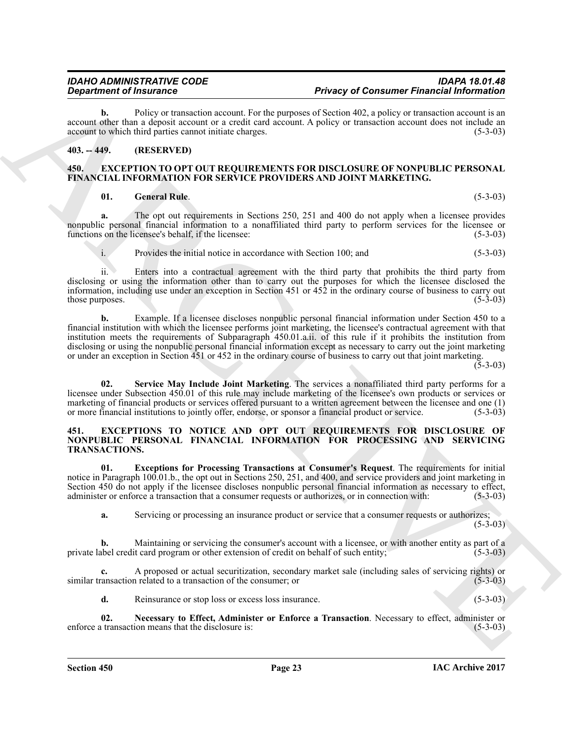**b.** Policy or transaction account. For the purposes of Section 402, a policy or transaction account is an account other than a deposit account or a credit card account. A policy or transaction account does not include an account to which third parties cannot initiate charges. (5-3-03)

## 403. -- 449. (RESERVED)

## 450. EXCEPTION TO OPT OUT REQUIREMENTS FOR DISCLOSURE OF NONPUBLIC PERSONAL FINANCIAL INFORMATION FOR SERVICE PROVIDERS AND JOINT MARKETING.

**01. General Rule**. (5-3-03)

**a.** The opt out requirements in Sections 250, 251 and 400 do not apply when a licensee provides nonpublic personal financial information to a nonaffiliated third party to perform services for the licensee or functions on the licensee's behalf, if the licensee: (5-3-03)

i. Provides the initial notice in accordance with Section 100; and (5-3-03)

ii. Enters into a contractual agreement with the third party that prohibits the third party from disclosing or using the information other than to carry out the purposes for which the licensee disclosed the information, including use under an exception in Section 451 or 452 in the ordinary course of business to carry out those purposes. (5-3-03)

**b.** Example. If a licensee discloses nonpublic personal financial information under Section 450 to a financial institution with which the licensee performs joint marketing, the licensee's contractual agreement with that institution meets the requirements of Subparagraph 450.01.a.ii. of this rule if it prohibits the institution from disclosing or using the nonpublic personal financial information except as necessary to carry out the joint marketing or under an exception in Section 451 or 452 in the ordinary course of business to carry out that joint marketing. (5-3-03)

**02. Service May Include Joint Marketing**. The services a nonaffiliated third party performs for a licensee under Subsection 450.01 of this rule may include marketing of the licensee's own products or services or marketing of financial products or services offered pursuant to a written agreement between the licensee and one (1) or more financial institutions to jointly offer, endorse, or sponsor a financial product or service. (5-3-03)

## 451. EXCEPTIONS TO NOTICE AND OPT OUT REQUIREMENTS FOR DISCLOSURE OF NONPUBLIC PERSONAL FINANCIAL INFORMATION FOR PROCESSING AND SERVICING TRANSACTIONS.

**01. Exceptions for Processing Transactions at Consumer's Request**. The requirements for initial notice in Paragraph 100.01.b., the opt out in Sections 250, 251, and 400, and service providers and joint marketing in Section 450 do not apply if the licensee discloses nonpublic personal financial information as necessary to effect, administer or enforce a transaction that a consumer requests or authorizes, or in connection with: (5-3-03)

**a.** Servicing or processing an insurance product or service that a consumer requests or authorizes; (5-3-03)

**b.** Maintaining or servicing the consumer's account with a licensee, or with another entity as part of a private label credit card program or other extension of credit on behalf of such entity; (5-3-03)

**c.** A proposed or actual securitization, secondary market sale (including sales of servicing rights) or similar transaction related to a transaction of the consumer; or (5-3-03)

**d.** Reinsurance or stop loss or excess loss insurance. (5-3-03)

**02. Necessary to Effect, Administer or Enforce a Transaction**. Necessary to effect, administer or enforce a transaction means that the disclosure is: (5-3-03)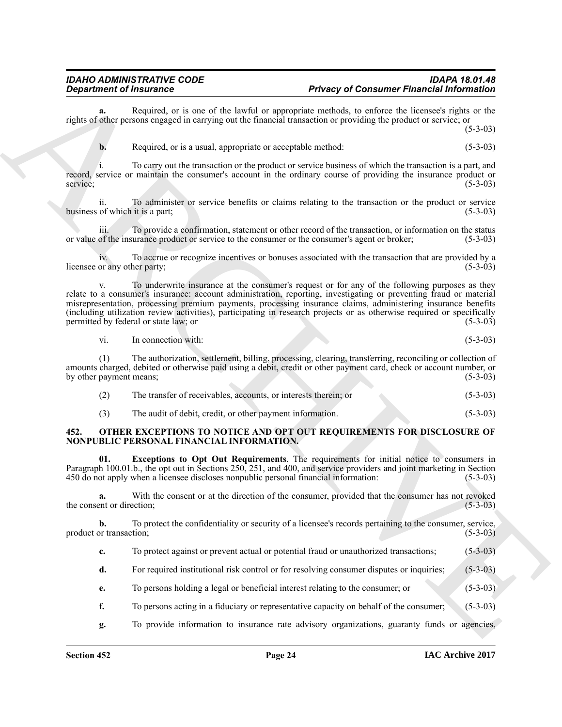**a.** Required, or is one of the lawful or appropriate methods, to enforce the licensee's rights or the rights of other persons engaged in carrying out the financial transaction or providing the product or service; or (5-3-03)

**b.** Required, or is a usual, appropriate or acceptable method: (5-3-03)

i. To carry out the transaction or the product or service business of which the transaction is a part, and record, service or maintain the consumer's account in the ordinary course of providing the insurance product or service; (5-3-03)

ii. To administer or service benefits or claims relating to the transaction or the product or service business of which it is a part; (5-3-03)

iii. To provide a confirmation, statement or other record of the transaction, or information on the status or value of the insurance product or service to the consumer or the consumer's agent or broker; (5-3-03)

iv. To accrue or recognize incentives or bonuses associated with the transaction that are provided by a licensee or any other party; (5-3-03)

v. To underwrite insurance at the consumer's request or for any of the following purposes as they relate to a consumer's insurance: account administration, reporting, investigating or preventing fraud or material misrepresentation, processing premium payments, processing insurance claims, administering insurance benefits (including utilization review activities), participating in research projects or as otherwise required or specifically permitted by federal or state law; or (5-3-03)

vi. In connection with: (5-3-03)

(1) The authorization, settlement, billing, processing, clearing, transferring, reconciling or collection of amounts charged, debited or otherwise paid using a debit, credit or other payment card, check or account number, or by other payment means; (5-3-03)

(2) The transfer of receivables, accounts, or interests therein; or (5-3-03)

(3) The audit of debit, credit, or other payment information. (5-3-03)

## 452. OTHER EXCEPTIONS TO NOTICE AND OPT OUT REQUIREMENTS FOR DISCLOSURE OF NONPUBLIC PERSONAL FINANCIAL INFORMATION.

**01. Exceptions to Opt Out Requirements**. The requirements for initial notice to consumers in Paragraph 100.01.b., the opt out in Sections 250, 251, and 400, and service providers and joint marketing in Section 450 do not apply when a licensee discloses nonpublic personal financial information: (5-3-03)

**a.** With the consent or at the direction of the consumer, provided that the consumer has not revoked the consent or direction; (5-3-03)

**b.** To protect the confidentiality or security of a licensee's records pertaining to the consumer, service, product or transaction; (5-3-03)

**c.** To protect against or prevent actual or potential fraud or unauthorized transactions; (5-3-03)

**d.** For required institutional risk control or for resolving consumer disputes or inquiries; (5-3-03)

**e.** To persons holding a legal or beneficial interest relating to the consumer; or (5-3-03)

**f.** To persons acting in a fiduciary or representative capacity on behalf of the consumer; (5-3-03)

**g.** To provide information to insurance rate advisory organizations, guaranty funds or agencies,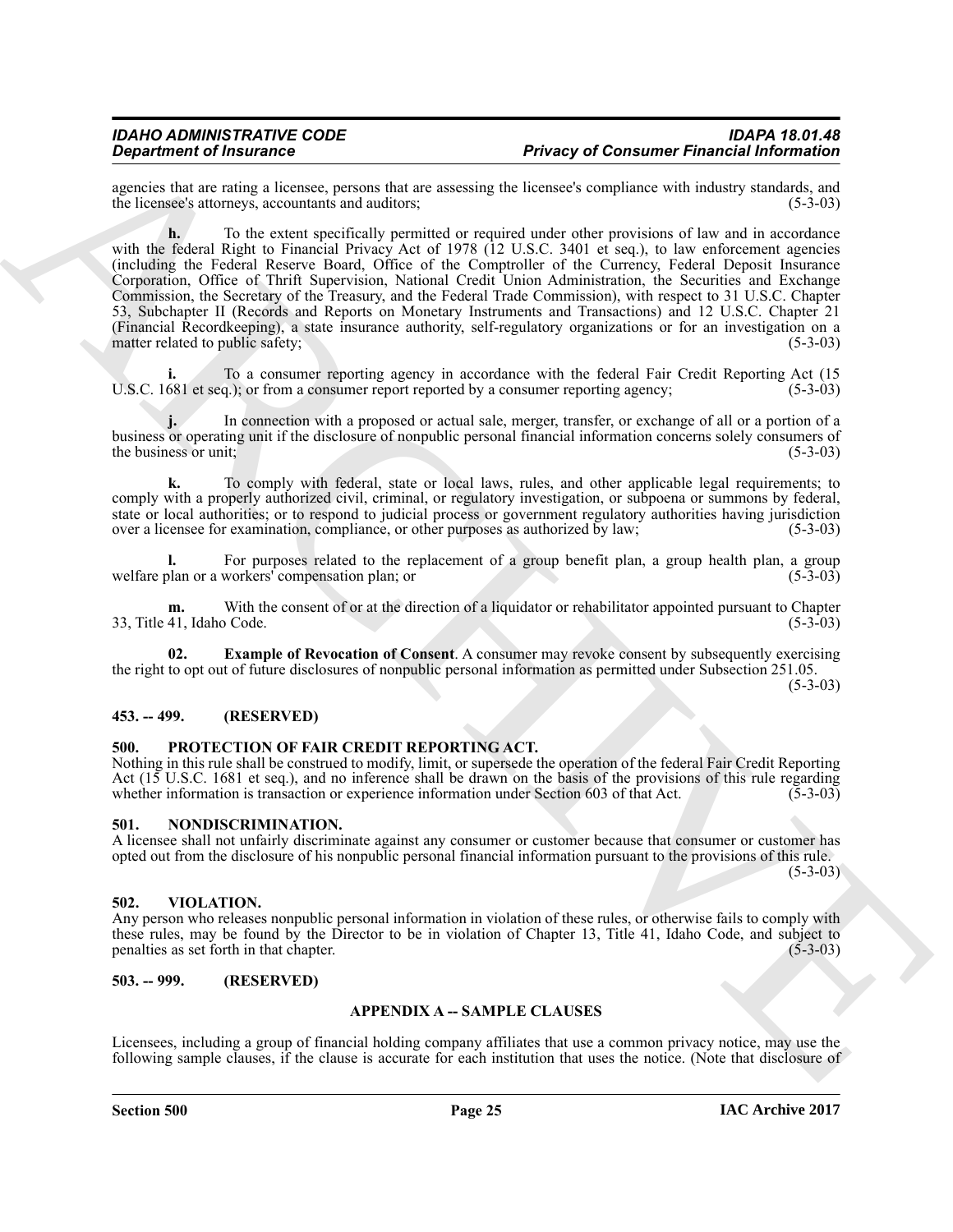agencies that are rating a licensee, persons that are assessing the licensee's compliance with industry standards, and the licensee's attorneys, accountants and auditors; (5-3-03)

**h.** To the extent specifically permitted or required under other provisions of law and in accordance with the federal Right to Financial Privacy Act of 1978 (12 U.S.C. 3401 et seq.), to law enforcement agencies (including the Federal Reserve Board, Office of the Comptroller of the Currency, Federal Deposit Insurance Corporation, Office of Thrift Supervision, National Credit Union Administration, the Securities and Exchange Commission, the Secretary of the Treasury, and the Federal Trade Commission), with respect to 31 U.S.C. Chapter 53, Subchapter II (Records and Reports on Monetary Instruments and Transactions) and 12 U.S.C. Chapter 21 (Financial Recordkeeping), a state insurance authority, self-regulatory organizations or for an investigation on a matter related to public safety; (5-3-03)

**i.** To a consumer reporting agency in accordance with the federal Fair Credit Reporting Act (15 U.S.C. 1681 et seq.); or from a consumer report reported by a consumer reporting agency; (5-3-03)

**j.** In connection with a proposed or actual sale, merger, transfer, or exchange of all or a portion of a business or operating unit if the disclosure of nonpublic personal financial information concerns solely consumers of the business or unit; (5-3-03)

**k.** To comply with federal, state or local laws, rules, and other applicable legal requirements; to comply with a properly authorized civil, criminal, or regulatory investigation, or subpoena or summons by federal, state or local authorities; or to respond to judicial process or government regulatory authorities having jurisdiction over a licensee for examination, compliance, or other purposes as authorized by law; (5-3-03)

**l.** For purposes related to the replacement of a group benefit plan, a group health plan, a group welfare plan or a workers' compensation plan; or (5-3-03)

**m.** With the consent of or at the direction of a liquidator or rehabilitator appointed pursuant to Chapter 33, Title 41, Idaho Code. (5-3-03)

**02. Example of Revocation of Consent**. A consumer may revoke consent by subsequently exercising the right to opt out of future disclosures of nonpublic personal information as permitted under Subsection 251.05. (5-3-03)

### 453. -- 499. (RESERVED)

### 500. PROTECTION OF FAIR CREDIT REPORTING ACT.

Nothing in this rule shall be construed to modify, limit, or supersede the operation of the federal Fair Credit Reporting Act (15 U.S.C. 1681 et seq.), and no inference shall be drawn on the basis of the provisions of this rule regarding whether information is transaction or experience information under Section 603 of that Act. (5-3-03)

### 501. NONDISCRIMINATION.

A licensee shall not unfairly discriminate against any consumer or customer because that consumer or customer has opted out from the disclosure of his nonpublic personal financial information pursuant to the provisions of this rule. (5-3-03)

### 502. VIOLATION.

Any person who releases nonpublic personal information in violation of these rules, or otherwise fails to comply with these rules, may be found by the Director to be in violation of Chapter 13, Title 41, Idaho Code, and subject to penalties as set forth in that chapter. (5-3-03)

### 503. -- 999. (RESERVED)

## APPENDIX A -- SAMPLE CLAUSES

Licensees, including a group of financial holding company affiliates that use a common privacy notice, may use the following sample clauses, if the clause is accurate for each institution that uses the notice. (Note that disclosure of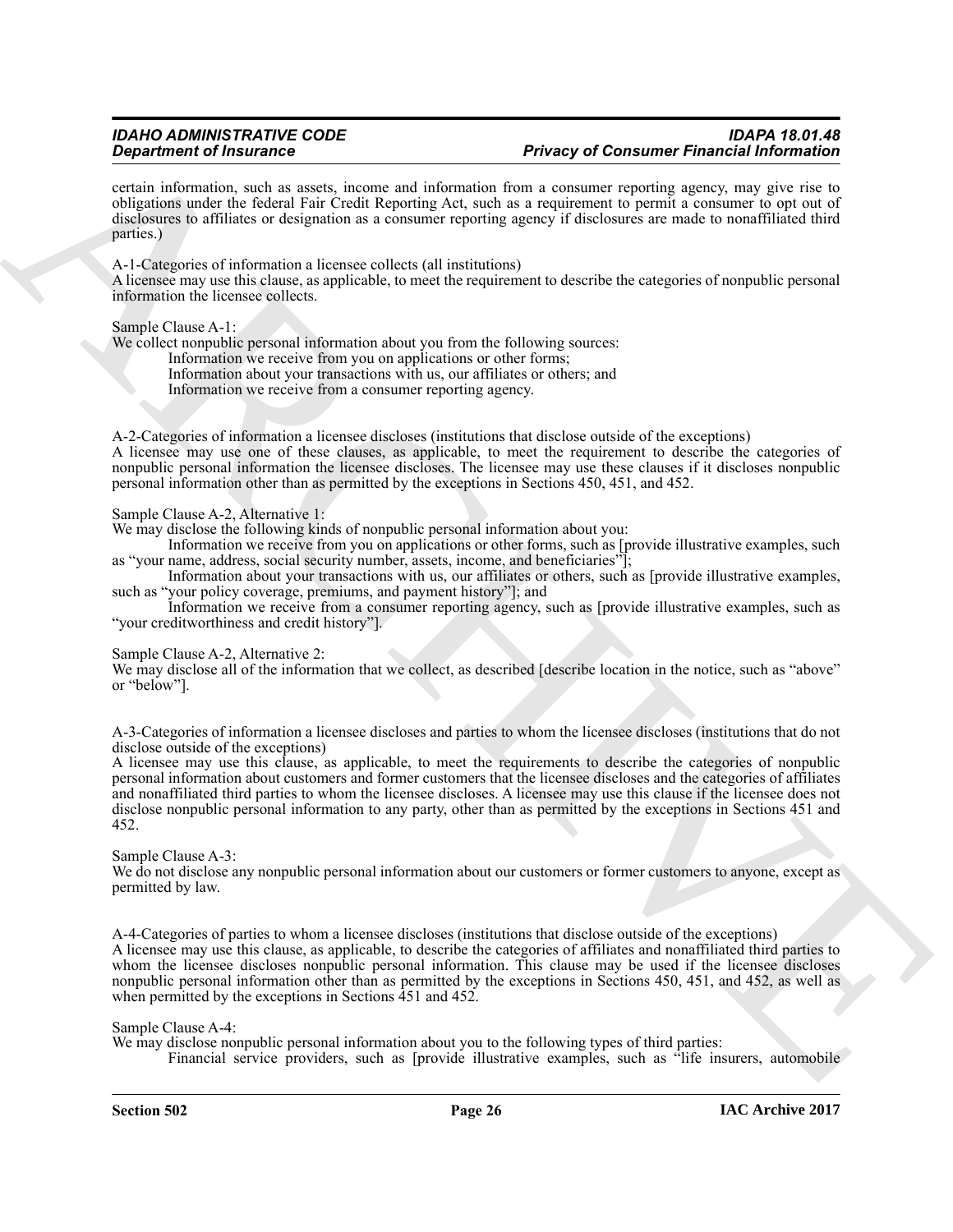certain information, such as assets, income and information from a consumer reporting agency, may give rise to obligations under the federal Fair Credit Reporting Act, such as a requirement to permit a consumer to opt out of disclosures to affiliates or designation as a consumer reporting agency if disclosures are made to nonaffiliated third parties.)

A-1-Categories of information a licensee collects (all institutions)
A licensee may use this clause, as applicable, to meet the requirement to describe the categories of nonpublic personal information the licensee collects.

Sample Clause A-1:
We collect nonpublic personal information about you from the following sources:

Information we receive from you on applications or other forms;
Information about your transactions with us, our affiliates or others; and
Information we receive from a consumer reporting agency.

A-2-Categories of information a licensee discloses (institutions that disclose outside of the exceptions)
A licensee may use one of these clauses, as applicable, to meet the requirement to describe the categories of nonpublic personal information the licensee discloses. The licensee may use these clauses if it discloses nonpublic personal information other than as permitted by the exceptions in Sections 450, 451, and 452.

Sample Clause A-2, Alternative 1:
We may disclose the following kinds of nonpublic personal information about you:

Information we receive from you on applications or other forms, such as [provide illustrative examples, such as "your name, address, social security number, assets, income, and beneficiaries"];

Information about your transactions with us, our affiliates or others, such as [provide illustrative examples, such as "your policy coverage, premiums, and payment history"]; and

Information we receive from a consumer reporting agency, such as [provide illustrative examples, such as "your creditworthiness and credit history"].

Sample Clause A-2, Alternative 2:
We may disclose all of the information that we collect, as described [describe location in the notice, such as "above" or "below"].

A-3-Categories of information a licensee discloses and parties to whom the licensee discloses (institutions that do not disclose outside of the exceptions)
A licensee may use this clause, as applicable, to meet the requirements to describe the categories of nonpublic personal information about customers and former customers that the licensee discloses and the categories of affiliates and nonaffiliated third parties to whom the licensee discloses. A licensee may use this clause if the licensee does not disclose nonpublic personal information to any party, other than as permitted by the exceptions in Sections 451 and 452.

Sample Clause A-3:
We do not disclose any nonpublic personal information about our customers or former customers to anyone, except as permitted by law.

A-4-Categories of parties to whom a licensee discloses (institutions that disclose outside of the exceptions)
A licensee may use this clause, as applicable, to describe the categories of affiliates and nonaffiliated third parties to whom the licensee discloses nonpublic personal information. This clause may be used if the licensee discloses nonpublic personal information other than as permitted by the exceptions in Sections 450, 451, and 452, as well as when permitted by the exceptions in Sections 451 and 452.

Sample Clause A-4:
We may disclose nonpublic personal information about you to the following types of third parties:

Financial service providers, such as [provide illustrative examples, such as "life insurers, automobile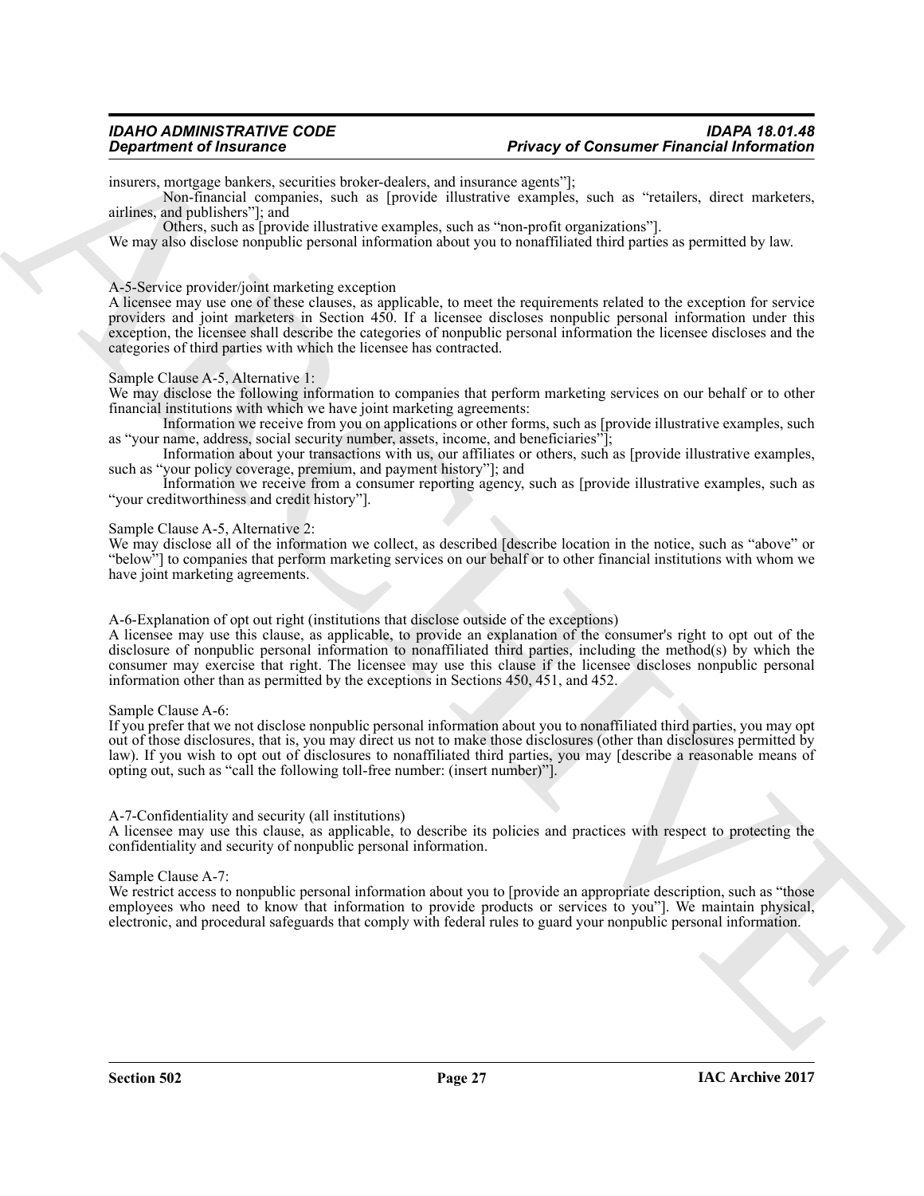insurers, mortgage bankers, securities broker-dealers, and insurance agents"];

Non-financial companies, such as [provide illustrative examples, such as "retailers, direct marketers, airlines, and publishers"]; and

Others, such as [provide illustrative examples, such as "non-profit organizations"].

We may also disclose nonpublic personal information about you to nonaffiliated third parties as permitted by law.

A-5-Service provider/joint marketing exception

A licensee may use one of these clauses, as applicable, to meet the requirements related to the exception for service providers and joint marketers in Section 450. If a licensee discloses nonpublic personal information under this exception, the licensee shall describe the categories of nonpublic personal information the licensee discloses and the categories of third parties with which the licensee has contracted.

Sample Clause A-5, Alternative 1:

We may disclose the following information to companies that perform marketing services on our behalf or to other financial institutions with which we have joint marketing agreements:

Information we receive from you on applications or other forms, such as [provide illustrative examples, such as "your name, address, social security number, assets, income, and beneficiaries"];

Information about your transactions with us, our affiliates or others, such as [provide illustrative examples, such as "your policy coverage, premium, and payment history"]; and

Information we receive from a consumer reporting agency, such as [provide illustrative examples, such as "your creditworthiness and credit history"].

Sample Clause A-5, Alternative 2:

We may disclose all of the information we collect, as described [describe location in the notice, such as "above" or "below"] to companies that perform marketing services on our behalf or to other financial institutions with whom we have joint marketing agreements.

A-6-Explanation of opt out right (institutions that disclose outside of the exceptions)

A licensee may use this clause, as applicable, to provide an explanation of the consumer's right to opt out of the disclosure of nonpublic personal information to nonaffiliated third parties, including the method(s) by which the consumer may exercise that right. The licensee may use this clause if the licensee discloses nonpublic personal information other than as permitted by the exceptions in Sections 450, 451, and 452.

Sample Clause A-6:

If you prefer that we not disclose nonpublic personal information about you to nonaffiliated third parties, you may opt out of those disclosures, that is, you may direct us not to make those disclosures (other than disclosures permitted by law). If you wish to opt out of disclosures to nonaffiliated third parties, you may [describe a reasonable means of opting out, such as "call the following toll-free number: (insert number)"].

A-7-Confidentiality and security (all institutions)

A licensee may use this clause, as applicable, to describe its policies and practices with respect to protecting the confidentiality and security of nonpublic personal information.

Sample Clause A-7:

We restrict access to nonpublic personal information about you to [provide an appropriate description, such as "those employees who need to know that information to provide products or services to you"]. We maintain physical, electronic, and procedural safeguards that comply with federal rules to guard your nonpublic personal information.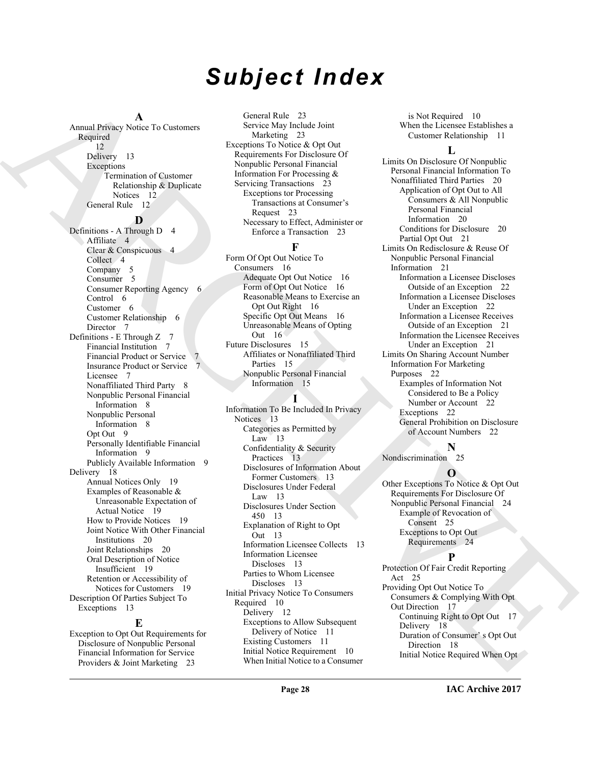# Subject Index

**A**

Annual Privacy Notice To Customers Required 12
- Delivery 13
- Exceptions
  - Termination of Customer Relationship & Duplicate Notices 12
- General Rule 12

**D**

Definitions - A Through D 4
- Affiliate 4
- Clear & Conspicuous 4
- Collect 4
- Company 5
- Consumer 5
- Consumer Reporting Agency 6
- Control 6
- Customer 6
- Customer Relationship 6
- Director 7

Definitions - E Through Z 7
- Financial Institution 7
- Financial Product or Service 7
- Insurance Product or Service 7
- Licensee 7
- Nonaffiliated Third Party 8
- Nonpublic Personal Financial Information 8
- Nonpublic Personal Information 8
- Opt Out 9
- Personally Identifiable Financial Information 9
- Publicly Available Information 9

Delivery 18
- Annual Notices Only 19
- Examples of Reasonable & Unreasonable Expectation of Actual Notice 19
- How to Provide Notices 19
- Joint Notice With Other Financial Institutions 20
- Joint Relationships 20
- Oral Description of Notice Insufficient 19
- Retention or Accessibility of Notices for Customers 19

Description Of Parties Subject To Exceptions 13

**E**

Exception to Opt Out Requirements for Disclosure of Nonpublic Personal Financial Information for Service Providers & Joint Marketing 23
- General Rule 23
- Service May Include Joint Marketing 23

Exceptions To Notice & Opt Out Requirements For Disclosure Of Nonpublic Personal Financial Information For Processing & Servicing Transactions 23
- Exceptions tor Processing Transactions at Consumer's Request 23
- Necessary to Effect, Administer or Enforce a Transaction 23

**F**

Form Of Opt Out Notice To Consumers 16
- Adequate Opt Out Notice 16
- Form of Opt Out Notice 16
- Reasonable Means to Exercise an Opt Out Right 16
- Specific Opt Out Means 16
- Unreasonable Means of Opting Out 16

Future Disclosures 15
- Affiliates or Nonaffiliated Third Parties 15
- Nonpublic Personal Financial Information 15

**I**

Information To Be Included In Privacy Notices 13
- Categories as Permitted by Law 13
- Confidentiality & Security Practices 13
- Disclosures of Information About Former Customers 13
- Disclosures Under Federal Law 13
- Disclosures Under Section 450 13
- Explanation of Right to Opt Out 13
- Information Licensee Collects 13
- Information Licensee Discloses 13
- Parties to Whom Licensee Discloses 13

Initial Privacy Notice To Consumers Required 10
- Delivery 12
- Exceptions to Allow Subsequent Delivery of Notice 11
- Existing Customers 11
- Initial Notice Requirement 10
- When Initial Notice to a Consumer is Not Required 10
- When the Licensee Establishes a Customer Relationship 11

**L**

Limits On Disclosure Of Nonpublic Personal Financial Information To Nonaffiliated Third Parties 20
- Application of Opt Out to All Consumers & All Nonpublic Personal Financial Information 20
- Conditions for Disclosure 20
- Partial Opt Out 21

Limits On Redisclosure & Reuse Of Nonpublic Personal Financial Information 21
- Information a Licensee Discloses Outside of an Exception 22
- Information a Licensee Discloses Under an Exception 22
- Information a Licensee Receives Outside of an Exception 21
- Information the Licensee Receives Under an Exception 21

Limits On Sharing Account Number Information For Marketing Purposes 22
- Examples of Information Not Considered to Be a Policy Number or Account 22
- Exceptions 22
- General Prohibition on Disclosure of Account Numbers 22

**N**

Nondiscrimination 25

**O**

Other Exceptions To Notice & Opt Out Requirements For Disclosure Of Nonpublic Personal Financial 24
- Example of Revocation of Consent 25
- Exceptions to Opt Out Requirements 24

**P**

Protection Of Fair Credit Reporting Act 25

Providing Opt Out Notice To Consumers & Complying With Opt Out Direction 17
- Continuing Right to Opt Out 17
- Delivery 18
- Duration of Consumer' s Opt Out Direction 18
- Initial Notice Required When Opt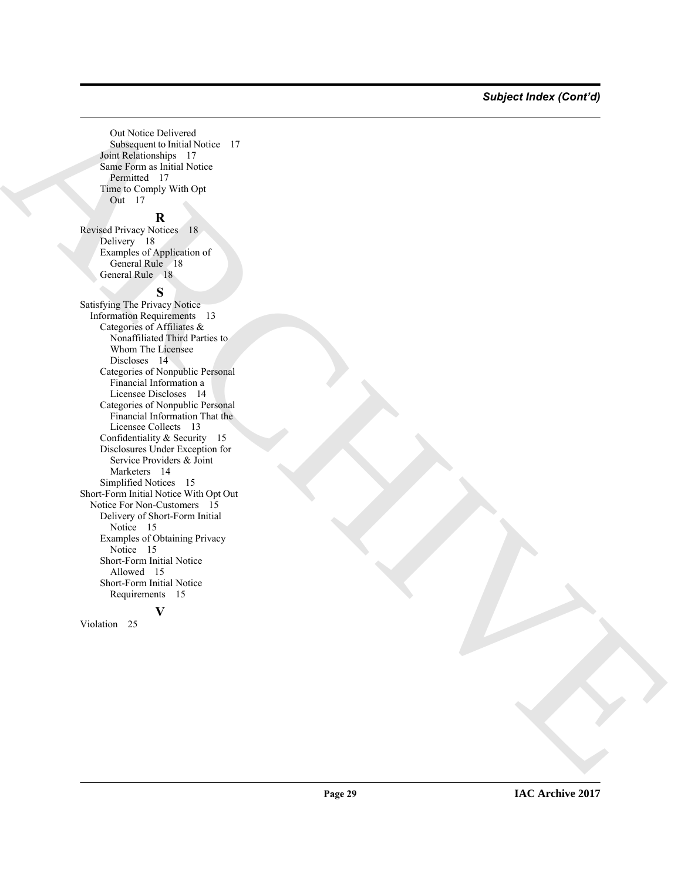Out Notice Delivered Subsequent to Initial Notice 17
Joint Relationships 17
Same Form as Initial Notice Permitted 17
Time to Comply With Opt Out 17

**R**

Revised Privacy Notices 18
Delivery 18
Examples of Application of General Rule 18
General Rule 18

**S**

Satisfying The Privacy Notice Information Requirements 13
Categories of Affiliates & Nonaffiliated Third Parties to Whom The Licensee Discloses 14
Categories of Nonpublic Personal Financial Information a Licensee Discloses 14
Categories of Nonpublic Personal Financial Information That the Licensee Collects 13
Confidentiality & Security 15
Disclosures Under Exception for Service Providers & Joint Marketers 14
Simplified Notices 15

Short-Form Initial Notice With Opt Out Notice For Non-Customers 15
Delivery of Short-Form Initial Notice 15
Examples of Obtaining Privacy Notice 15
Short-Form Initial Notice Allowed 15
Short-Form Initial Notice Requirements 15

**V**

Violation 25